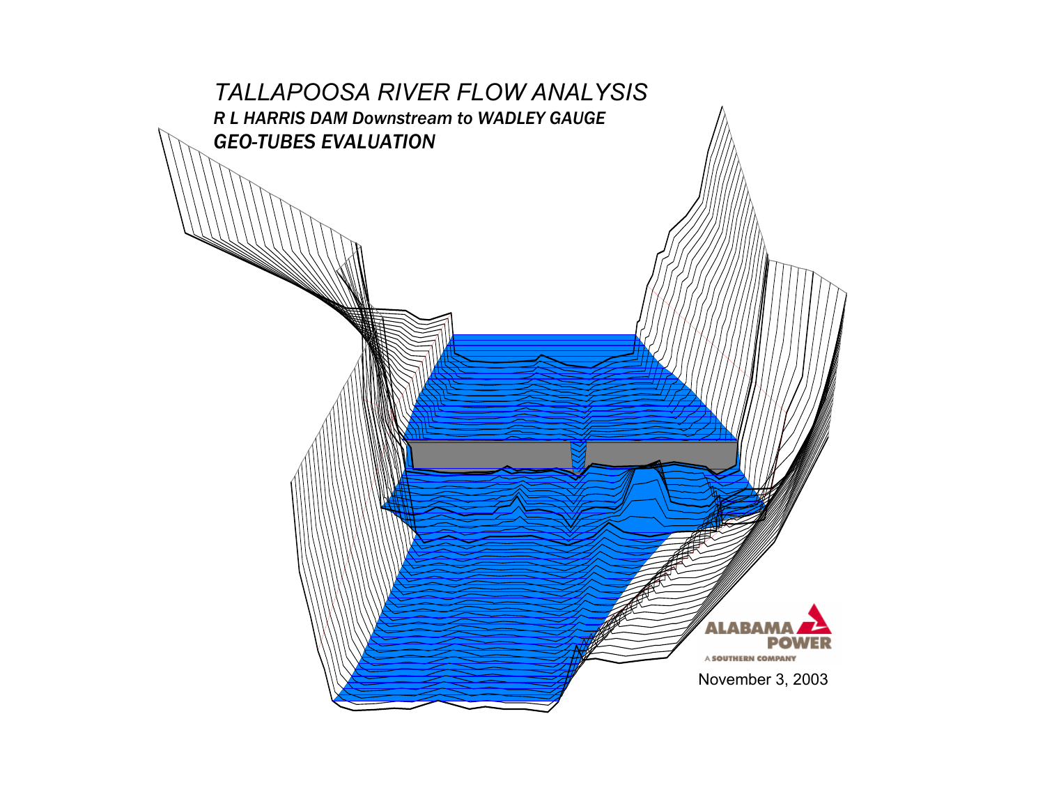# TALLAPOOSA RIVER FLOW ANALYSIS

## R L HARRIS DAM Downstream to WADLEY GAUGE

## GEO-TUBES EVALUATION

ALABAMA POWER

A SOUTHERN COMPANY

November 3, 2003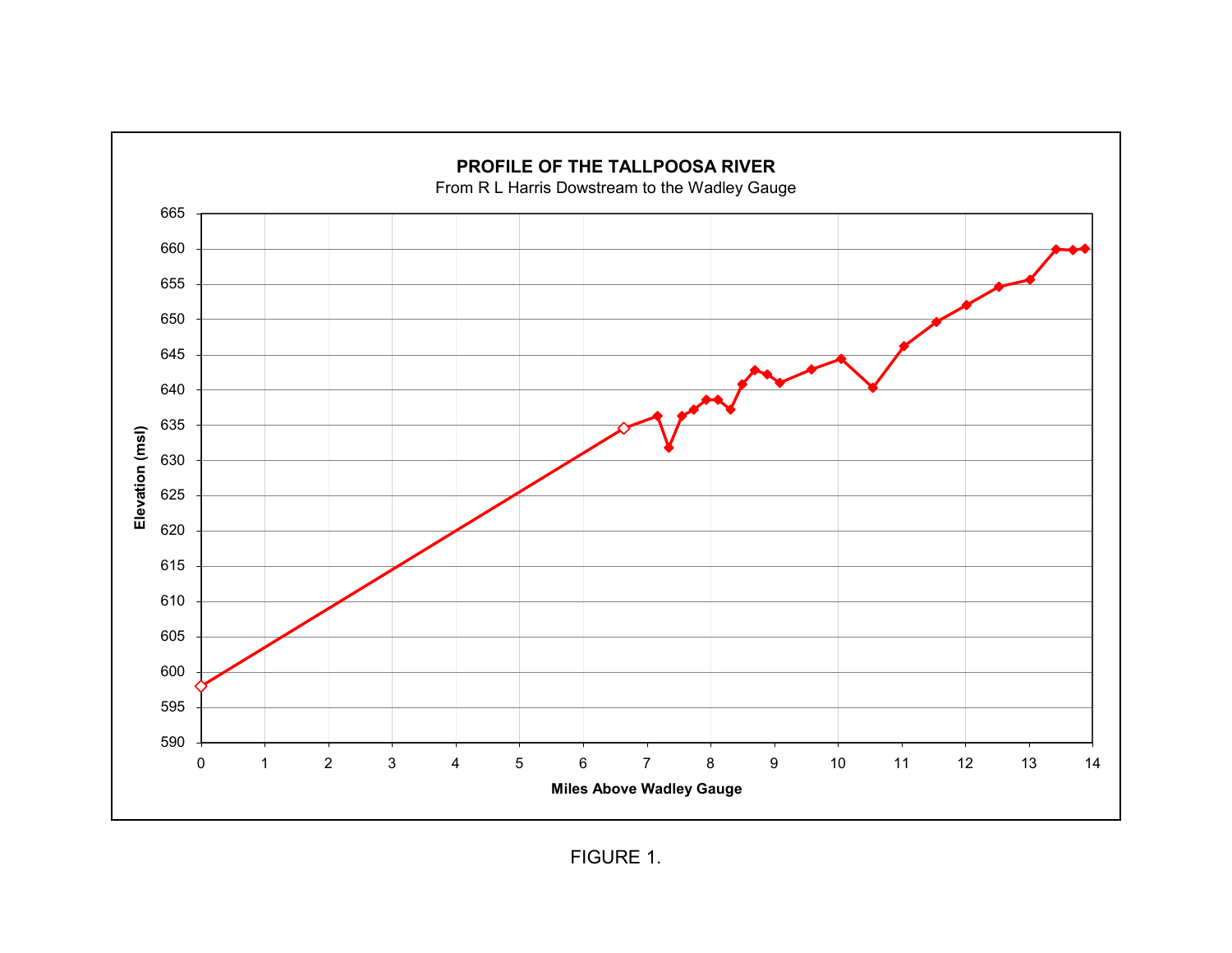**PROFILE OF THE TALLPOOSA RIVER**

From R L Harris Dowstream to the Wadley Gauge

Elevation (msl)

Miles Above Wadley Gauge

FIGURE 1.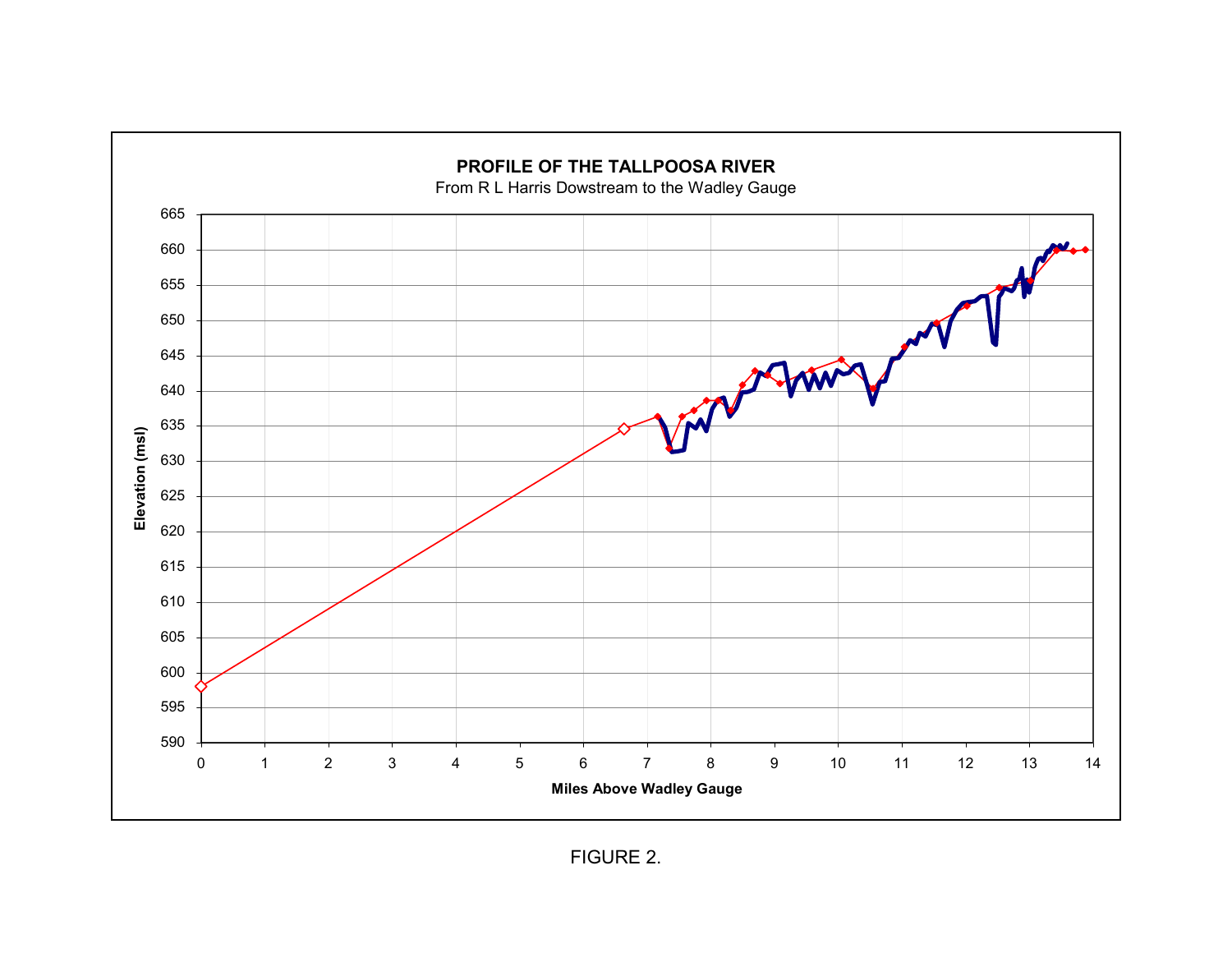**PROFILE OF THE TALLPOOSA RIVER**

From R L Harris Dowstream to the Wadley Gauge

Elevation (msl)

Miles Above Wadley Gauge

FIGURE 2.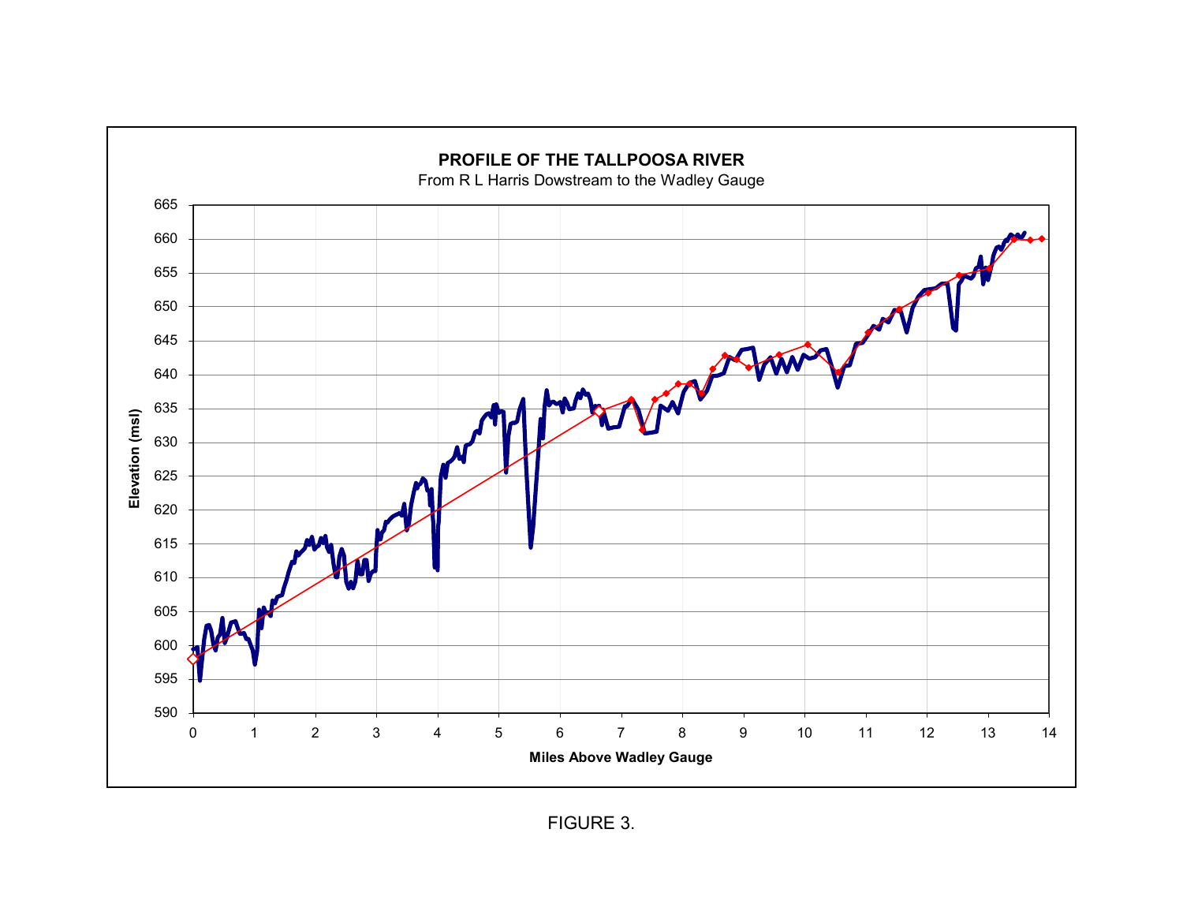**PROFILE OF THE TALLPOOSA RIVER**

From R L Harris Dowstream to the Wadley Gauge

Elevation (msl)

Miles Above Wadley Gauge

FIGURE 3.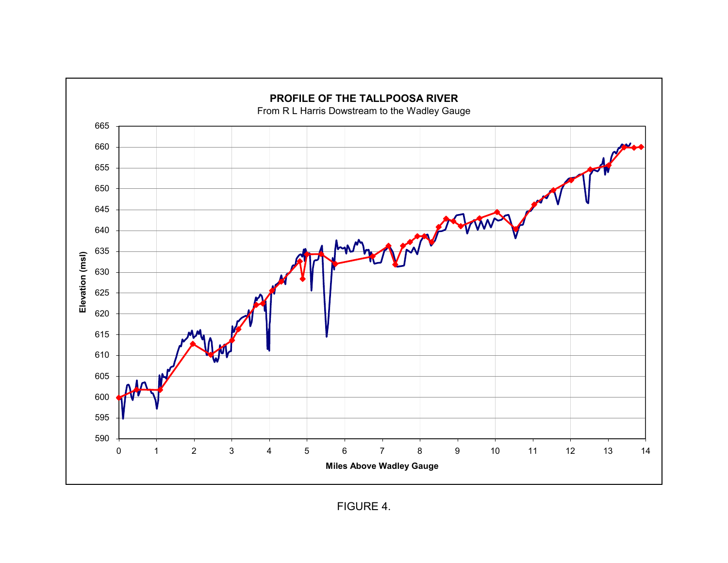**PROFILE OF THE TALLPOOSA RIVER**

From R L Harris Dowstream to the Wadley Gauge

Elevation (msl)

Miles Above Wadley Gauge

FIGURE 4.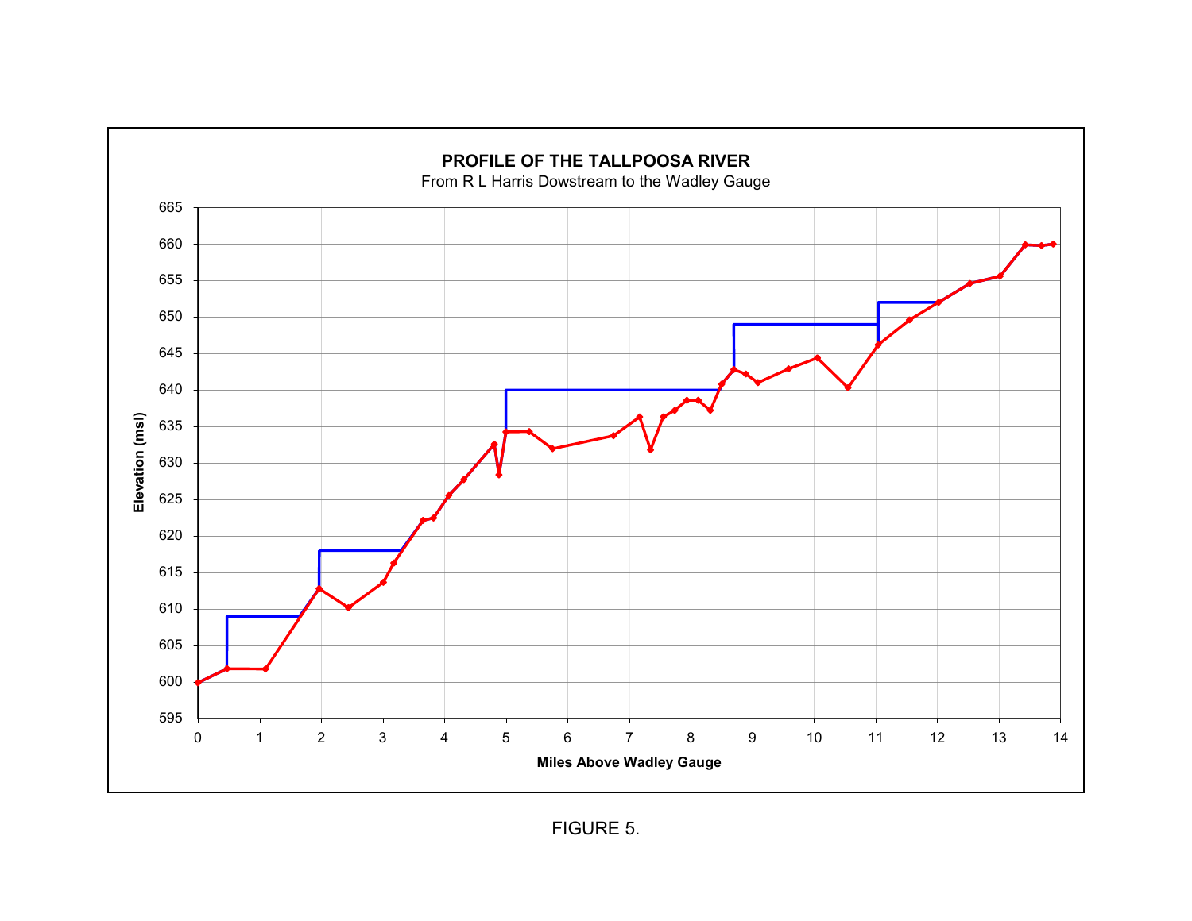**PROFILE OF THE TALLPOOSA RIVER**

From R L Harris Dowstream to the Wadley Gauge

Elevation (msl)

Miles Above Wadley Gauge

FIGURE 5.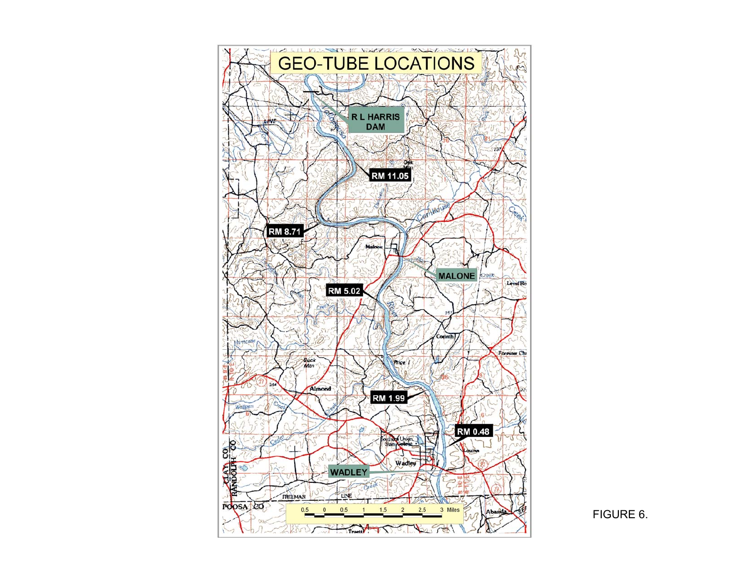GEO-TUBE LOCATIONS

R L HARRIS DAM

RM 11.05

RM 8.71

MALONE

RM 5.02

RM 1.99

RM 0.48

WADLEY

FIGURE 6.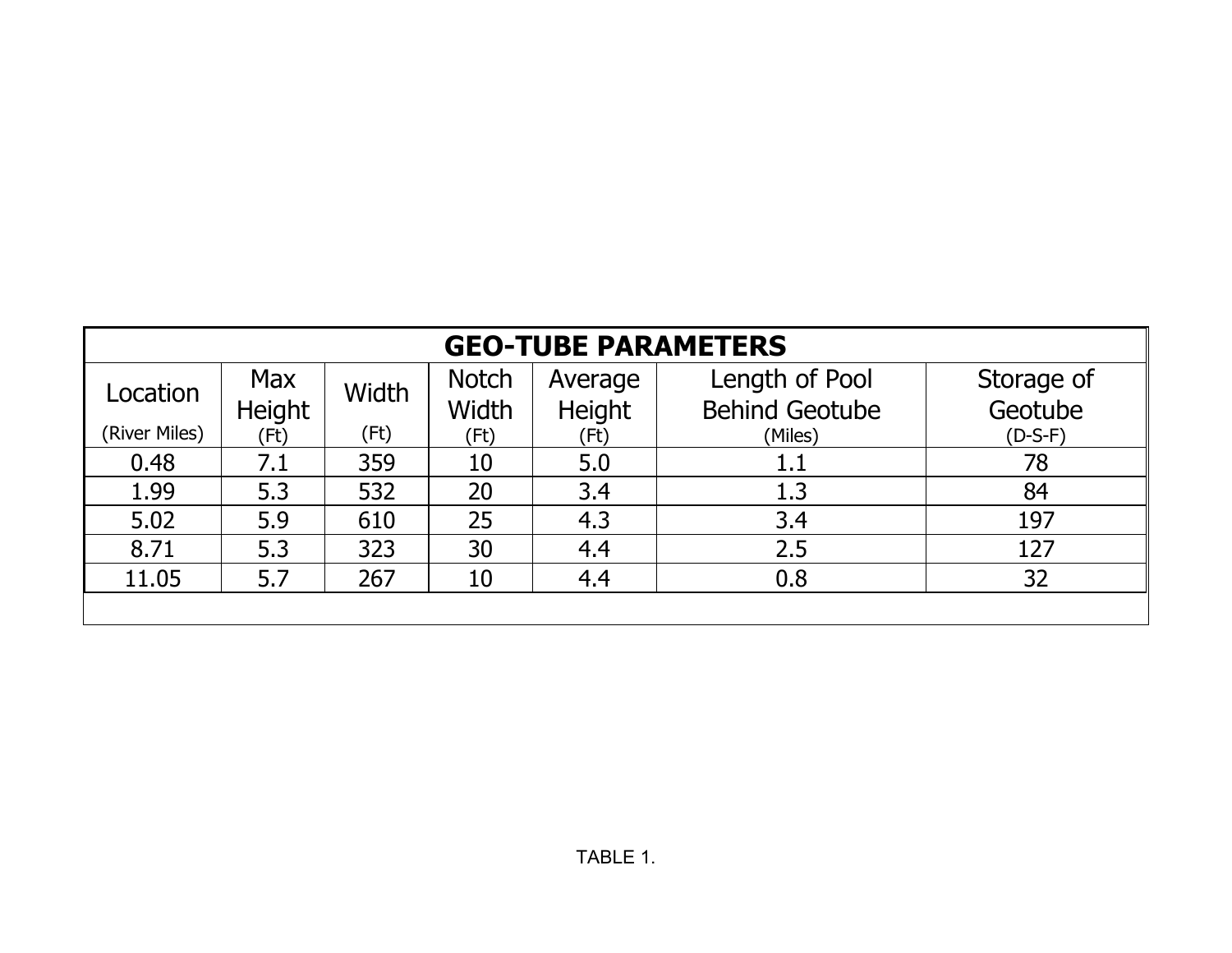| GEO-TUBE PARAMETERS | | | | | | |
|---|---|---|---|---|---|---|
| Location (River Miles) | Max Height (Ft) | Width (Ft) | Notch Width (Ft) | Average Height (Ft) | Length of Pool Behind Geotube (Miles) | Storage of Geotube (D-S-F) |
| 0.48 | 7.1 | 359 | 10 | 5.0 | 1.1 | 78 |
| 1.99 | 5.3 | 532 | 20 | 3.4 | 1.3 | 84 |
| 5.02 | 5.9 | 610 | 25 | 4.3 | 3.4 | 197 |
| 8.71 | 5.3 | 323 | 30 | 4.4 | 2.5 | 127 |
| 11.05 | 5.7 | 267 | 10 | 4.4 | 0.8 | 32 |

TABLE 1.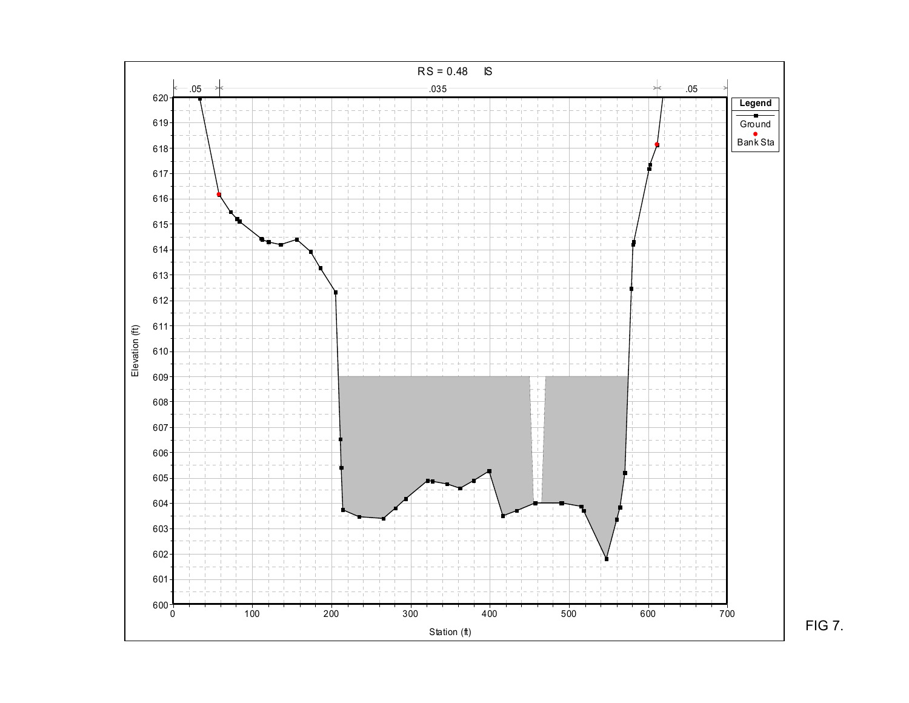RS = 0.48 IS

| .05 | .035 | .05 |
| --- | --- | --- |

Legend: Ground, Bank Sta

Elevation (ft)

Station (ft)

FIG 7.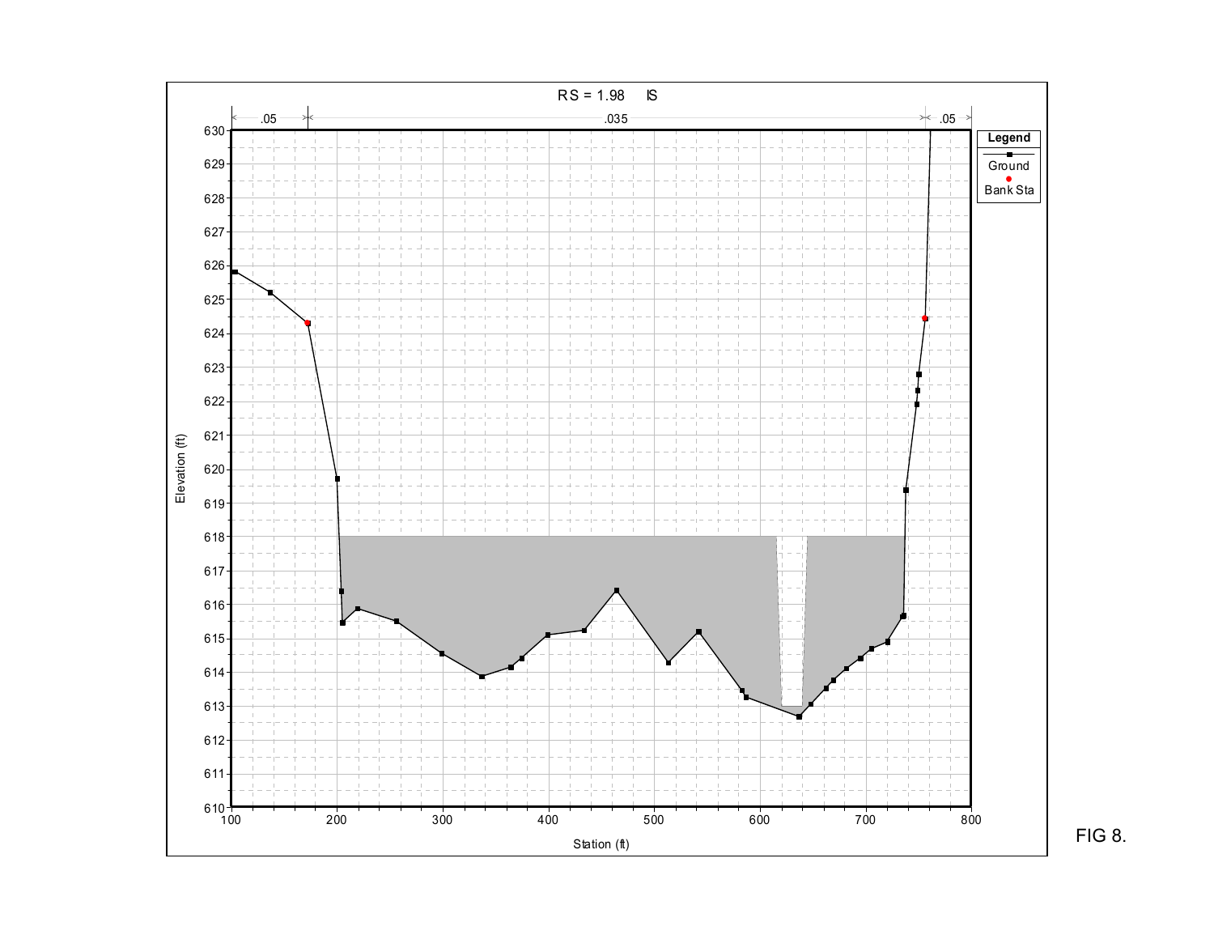RS = 1.98 IS

| .05 | .035 | .05 |
|---|---|---|

Legend

- Ground
- Bank Sta

Elevation (ft)

Station (ft)

FIG 8.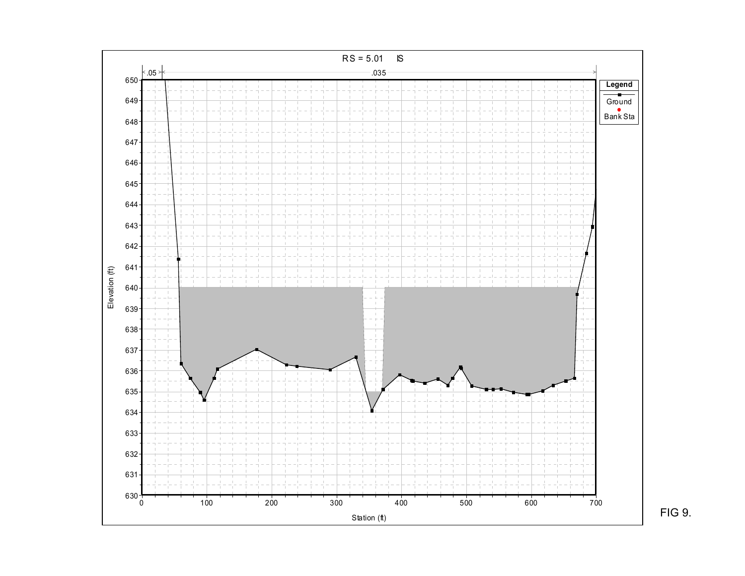RS = 5.01 IS

.05 .035

Legend: Ground, Bank Sta

Elevation (ft)

Station (ft)

FIG 9.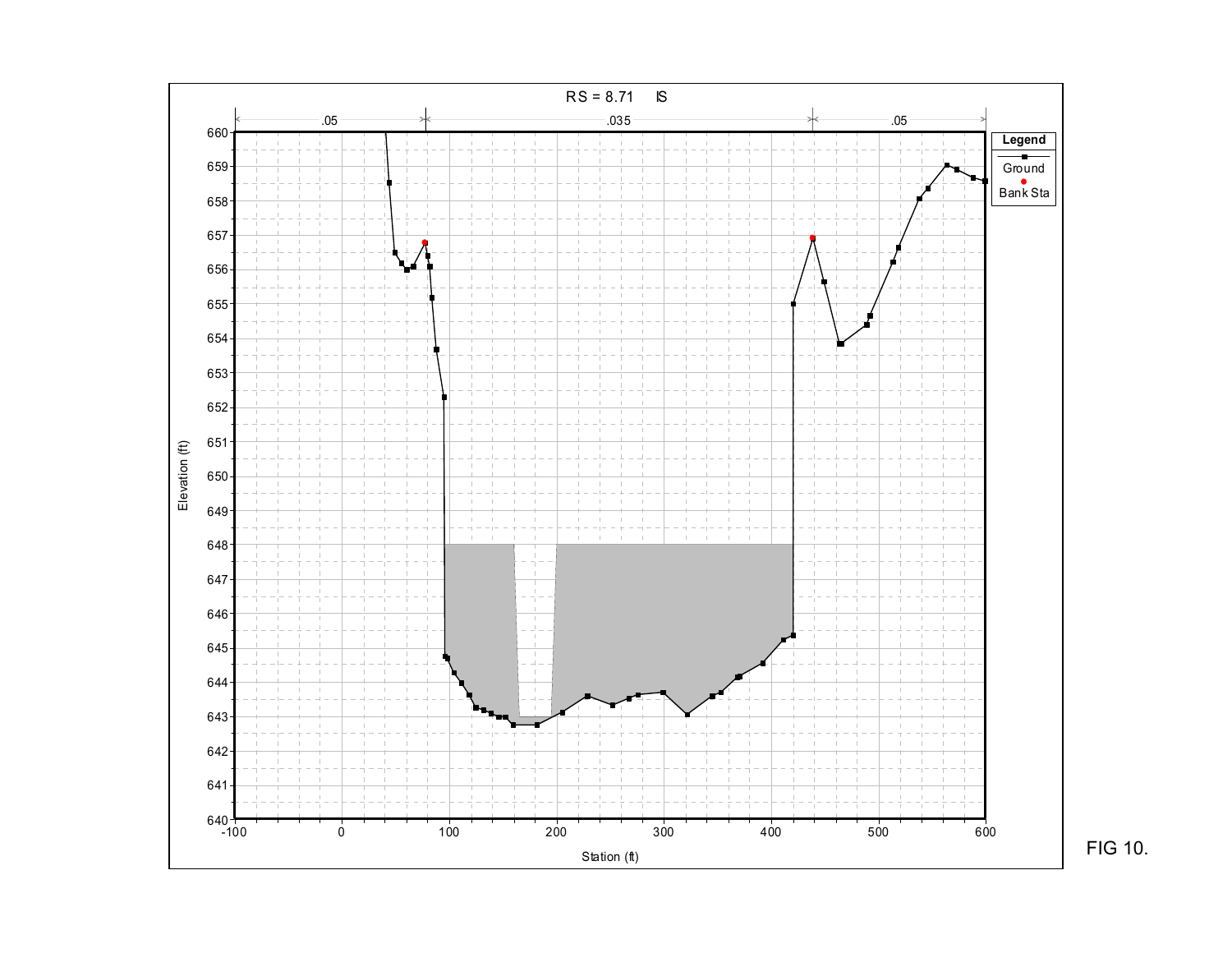FIG 10.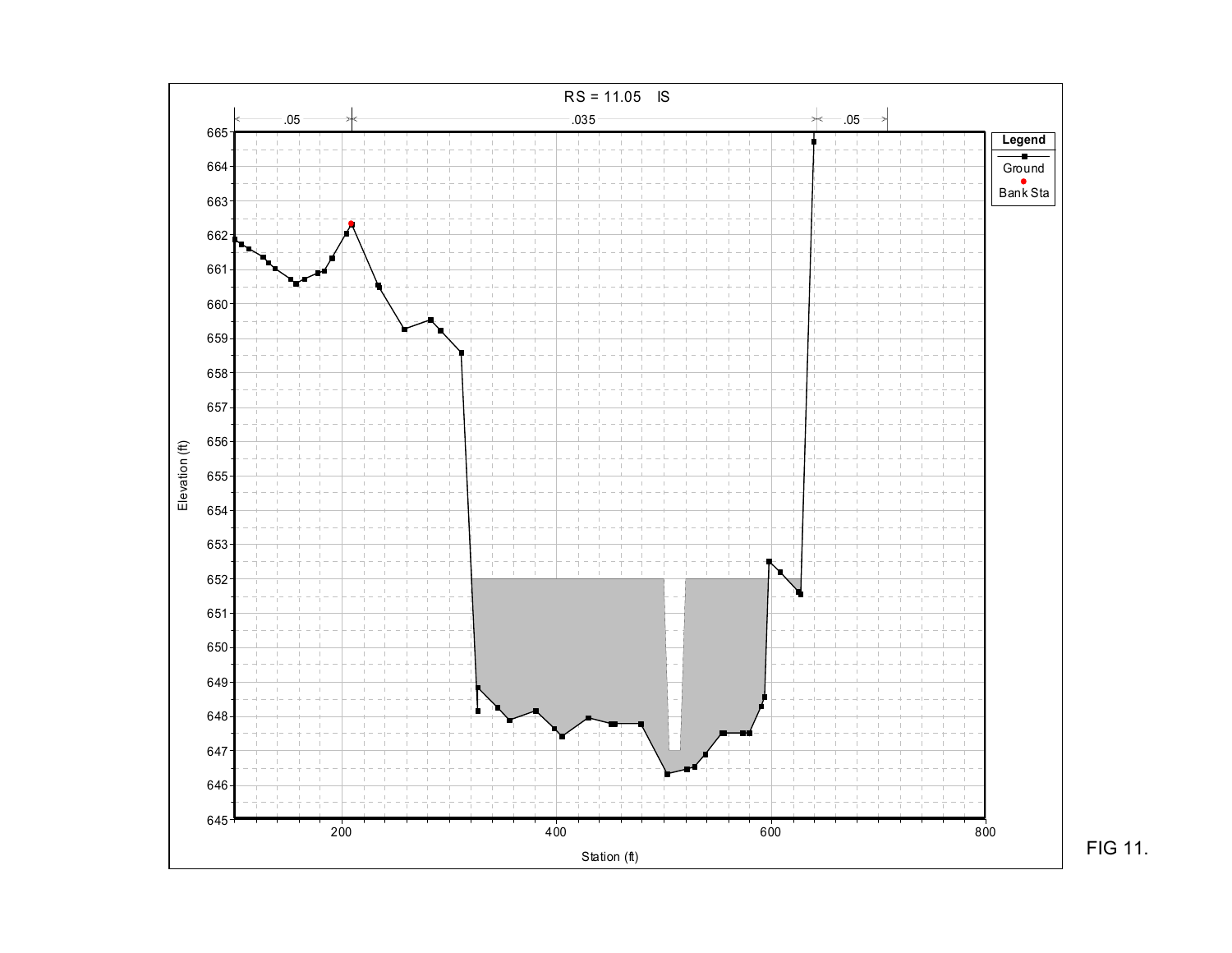RS = 11.05 IS

| .05 | .035 | .05 |
|---|---|---|

Legend: Ground, Bank Sta

Elevation (ft)

Station (ft)

FIG 11.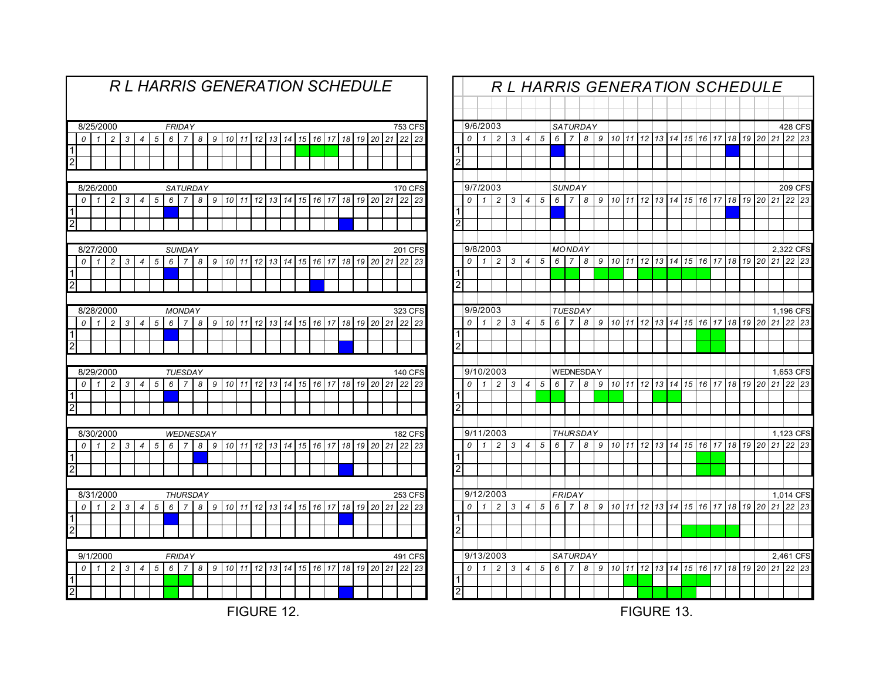# R L HARRIS GENERATION SCHEDULE

Colored (generating) hours are marked with ■.

**8/25/2000 — FRIDAY — 753 CFS**

| | 0 | 1 | 2 | 3 | 4 | 5 | 6 | 7 | 8 | 9 | 10 | 11 | 12 | 13 | 14 | 15 | 16 | 17 | 18 | 19 | 20 | 21 | 22 | 23 |
|---|---|---|---|---|---|---|---|---|---|---|---|---|---|---|---|---|---|---|---|---|---|---|---|---|
| 1 | | | | | | | | | | | | | | | | ■ | ■ | ■ | | | | | | |
| 2 | | | | | | | | | | | | | | | | | | | | | | | | |

**8/26/2000 — SATURDAY — 170 CFS**

| | 0 | 1 | 2 | 3 | 4 | 5 | 6 | 7 | 8 | 9 | 10 | 11 | 12 | 13 | 14 | 15 | 16 | 17 | 18 | 19 | 20 | 21 | 22 | 23 |
|---|---|---|---|---|---|---|---|---|---|---|---|---|---|---|---|---|---|---|---|---|---|---|---|---|
| 1 | | | | | | | ■ | | | | | | | | | | | | | | | | | |
| 2 | | | | | | | | | | | | | | | | | | | ■ | | | | | |

**8/27/2000 — SUNDAY — 201 CFS**

| | 0 | 1 | 2 | 3 | 4 | 5 | 6 | 7 | 8 | 9 | 10 | 11 | 12 | 13 | 14 | 15 | 16 | 17 | 18 | 19 | 20 | 21 | 22 | 23 |
|---|---|---|---|---|---|---|---|---|---|---|---|---|---|---|---|---|---|---|---|---|---|---|---|---|
| 1 | | | | | | | ■ | | | | | | | | | | | | | | | | | |
| 2 | | | | | | | | | | | | | | | | | ■ | | | | | | | |

**8/28/2000 — MONDAY — 323 CFS**

| | 0 | 1 | 2 | 3 | 4 | 5 | 6 | 7 | 8 | 9 | 10 | 11 | 12 | 13 | 14 | 15 | 16 | 17 | 18 | 19 | 20 | 21 | 22 | 23 |
|---|---|---|---|---|---|---|---|---|---|---|---|---|---|---|---|---|---|---|---|---|---|---|---|---|
| 1 | | | | | | | ■ | | | | | | | | | | | | | | | | | |
| 2 | | | | | | | | | | | | | | | | | | | ■ | | | | | |

**8/29/2000 — TUESDAY — 140 CFS**

| | 0 | 1 | 2 | 3 | 4 | 5 | 6 | 7 | 8 | 9 | 10 | 11 | 12 | 13 | 14 | 15 | 16 | 17 | 18 | 19 | 20 | 21 | 22 | 23 |
|---|---|---|---|---|---|---|---|---|---|---|---|---|---|---|---|---|---|---|---|---|---|---|---|---|
| 1 | | | | | | | ■ | | | | | | | | | | | | | | | | | |
| 2 | | | | | | | | | | | | | | | | | | | | | | | | |

**8/30/2000 — WEDNESDAY — 182 CFS**

| | 0 | 1 | 2 | 3 | 4 | 5 | 6 | 7 | 8 | 9 | 10 | 11 | 12 | 13 | 14 | 15 | 16 | 17 | 18 | 19 | 20 | 21 | 22 | 23 |
|---|---|---|---|---|---|---|---|---|---|---|---|---|---|---|---|---|---|---|---|---|---|---|---|---|
| 1 | | | | | | | | | ■ | | | | | | | | | | | | | | | |
| 2 | | | | | | | | | | | | | | | | | | | ■ | | | | | |

**8/31/2000 — THURSDAY — 253 CFS**

| | 0 | 1 | 2 | 3 | 4 | 5 | 6 | 7 | 8 | 9 | 10 | 11 | 12 | 13 | 14 | 15 | 16 | 17 | 18 | 19 | 20 | 21 | 22 | 23 |
|---|---|---|---|---|---|---|---|---|---|---|---|---|---|---|---|---|---|---|---|---|---|---|---|---|
| 1 | | | | | | | ■ | | | | | | | | | | | | ■ | | | | | |
| 2 | | | | | | | | | | | | | | | | | | | | | | | | |

**9/1/2000 — FRIDAY — 491 CFS**

| | 0 | 1 | 2 | 3 | 4 | 5 | 6 | 7 | 8 | 9 | 10 | 11 | 12 | 13 | 14 | 15 | 16 | 17 | 18 | 19 | 20 | 21 | 22 | 23 |
|---|---|---|---|---|---|---|---|---|---|---|---|---|---|---|---|---|---|---|---|---|---|---|---|---|
| 1 | | | | | | | ■ | ■ | | | | | | | | | | | | | | | | |
| 2 | | | | | | | ■ | | | | | | | | | | | | ■ | | | | | |

FIGURE 12.

# R L HARRIS GENERATION SCHEDULE

**9/6/2003 — SATURDAY — 428 CFS**

| | 0 | 1 | 2 | 3 | 4 | 5 | 6 | 7 | 8 | 9 | 10 | 11 | 12 | 13 | 14 | 15 | 16 | 17 | 18 | 19 | 20 | 21 | 22 | 23 |
|---|---|---|---|---|---|---|---|---|---|---|---|---|---|---|---|---|---|---|---|---|---|---|---|---|
| 1 | | | | | | | ■ | | | | | | | | | | | | ■ | | | | | |
| 2 | | | | | | | | | | | | | | | | | | | | | | | | |

**9/7/2003 — SUNDAY — 209 CFS**

| | 0 | 1 | 2 | 3 | 4 | 5 | 6 | 7 | 8 | 9 | 10 | 11 | 12 | 13 | 14 | 15 | 16 | 17 | 18 | 19 | 20 | 21 | 22 | 23 |
|---|---|---|---|---|---|---|---|---|---|---|---|---|---|---|---|---|---|---|---|---|---|---|---|---|
| 1 | | | | | | | ■ | | | | | | | | | | | | ■ | | | | | |
| 2 | | | | | | | | | | | | | | | | | | | | | | | | |

**9/8/2003 — MONDAY — 2,322 CFS**

| | 0 | 1 | 2 | 3 | 4 | 5 | 6 | 7 | 8 | 9 | 10 | 11 | 12 | 13 | 14 | 15 | 16 | 17 | 18 | 19 | 20 | 21 | 22 | 23 |
|---|---|---|---|---|---|---|---|---|---|---|---|---|---|---|---|---|---|---|---|---|---|---|---|---|
| 1 | | | | | | | ■ | ■ | | ■ | ■ | | ■ | ■ | ■ | ■ | ■ | | | | | | | |
| 2 | | | | | | | | | | | | | | | | | | | | | | | | |

**9/9/2003 — TUESDAY — 1,196 CFS**

| | 0 | 1 | 2 | 3 | 4 | 5 | 6 | 7 | 8 | 9 | 10 | 11 | 12 | 13 | 14 | 15 | 16 | 17 | 18 | 19 | 20 | 21 | 22 | 23 |
|---|---|---|---|---|---|---|---|---|---|---|---|---|---|---|---|---|---|---|---|---|---|---|---|---|
| 1 | | | | | | | | | | | | | | | | | ■ | ■ | | | | | | |
| 2 | | | | | | | | | | | | | | | | | ■ | ■ | | | | | | |

**9/10/2003 — WEDNESDAY — 1,653 CFS**

| | 0 | 1 | 2 | 3 | 4 | 5 | 6 | 7 | 8 | 9 | 10 | 11 | 12 | 13 | 14 | 15 | 16 | 17 | 18 | 19 | 20 | 21 | 22 | 23 |
|---|---|---|---|---|---|---|---|---|---|---|---|---|---|---|---|---|---|---|---|---|---|---|---|---|
| 1 | | | | | | ■ | ■ | | | ■ | ■ | | | ■ | ■ | | | | | | | | | |
| 2 | | | | | | | | | | | | | | | | | | | | | | | | |

**9/11/2003 — THURSDAY — 1,123 CFS**

| | 0 | 1 | 2 | 3 | 4 | 5 | 6 | 7 | 8 | 9 | 10 | 11 | 12 | 13 | 14 | 15 | 16 | 17 | 18 | 19 | 20 | 21 | 22 | 23 |
|---|---|---|---|---|---|---|---|---|---|---|---|---|---|---|---|---|---|---|---|---|---|---|---|---|
| 1 | | | | | | | | | | | | | | | | | ■ | ■ | | | | | | |
| 2 | | | | | | | | | | | | | | | | | ■ | ■ | | | | | | |

**9/12/2003 — FRIDAY — 1,014 CFS**

| | 0 | 1 | 2 | 3 | 4 | 5 | 6 | 7 | 8 | 9 | 10 | 11 | 12 | 13 | 14 | 15 | 16 | 17 | 18 | 19 | 20 | 21 | 22 | 23 |
|---|---|---|---|---|---|---|---|---|---|---|---|---|---|---|---|---|---|---|---|---|---|---|---|---|
| 1 | | | | | | | | | | | | | | | | | | | | | | | | |
| 2 | | | | | | | | | | | | | | | | ■ | ■ | ■ | ■ | | | | | |

**9/13/2003 — SATURDAY — 2,461 CFS**

| | 0 | 1 | 2 | 3 | 4 | 5 | 6 | 7 | 8 | 9 | 10 | 11 | 12 | 13 | 14 | 15 | 16 | 17 | 18 | 19 | 20 | 21 | 22 | 23 |
|---|---|---|---|---|---|---|---|---|---|---|---|---|---|---|---|---|---|---|---|---|---|---|---|---|
| 1 | | | | | | | | | | | | ■ | ■ | | | ■ | ■ | | | | | | | |
| 2 | | | | | | | | | | | | | ■ | ■ | ■ | ■ | | | | | | | | |

FIGURE 13.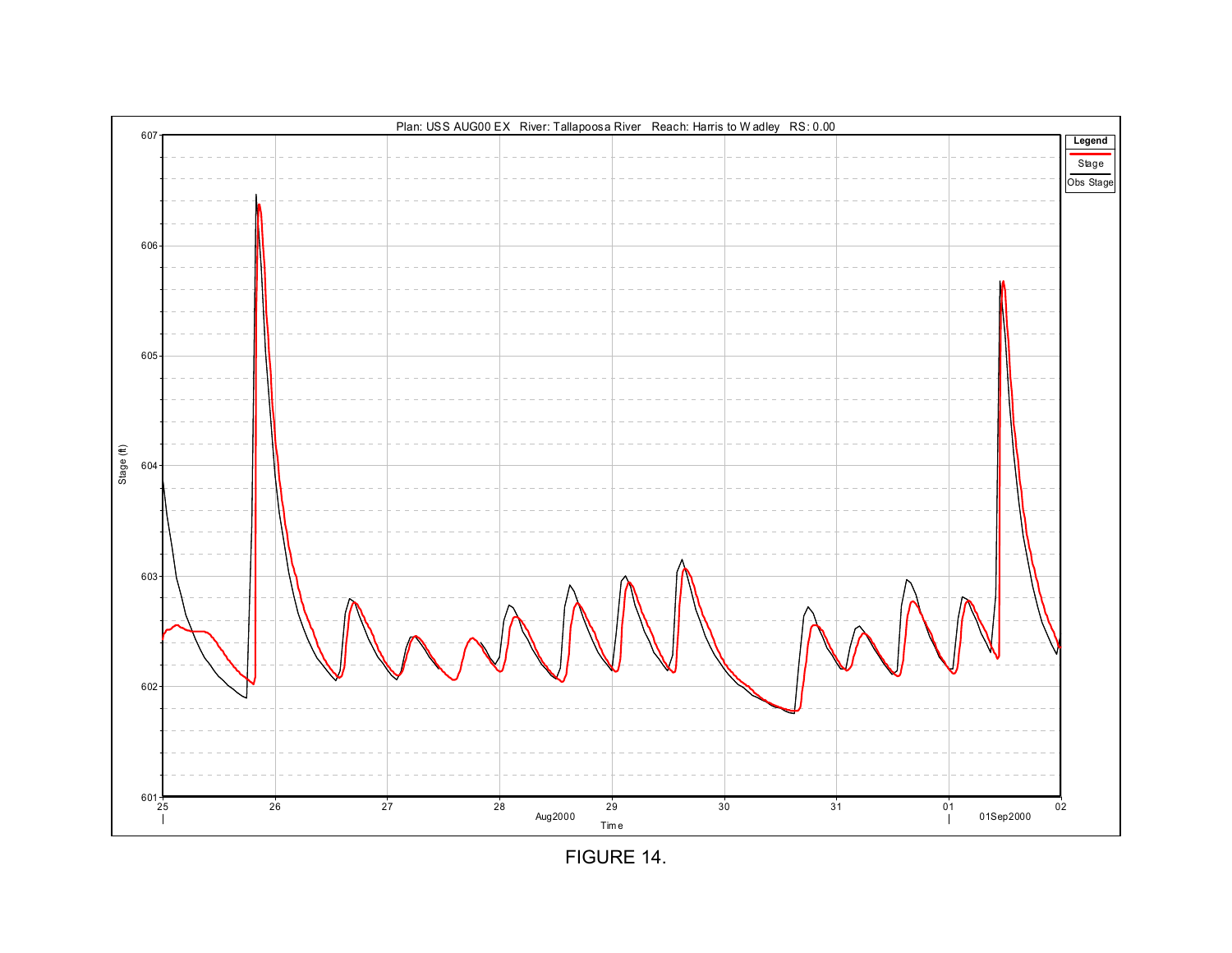FIGURE 14.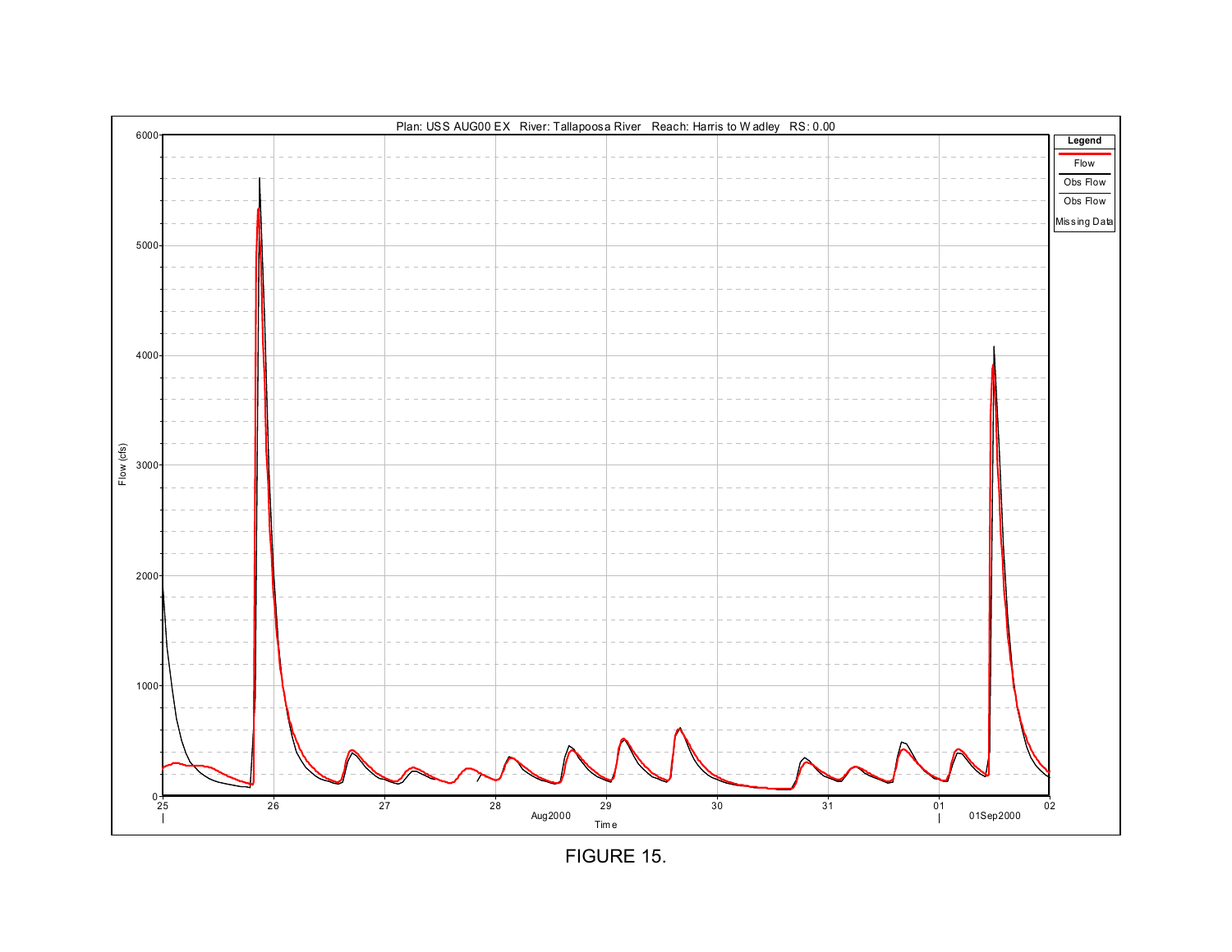Plan: USS AUG00 EX River: Tallapoosa River Reach: Harris to Wadley RS: 0.00

Legend: Flow, Obs Flow, Obs Flow Missing Data

Flow (cfs)

Time

FIGURE 15.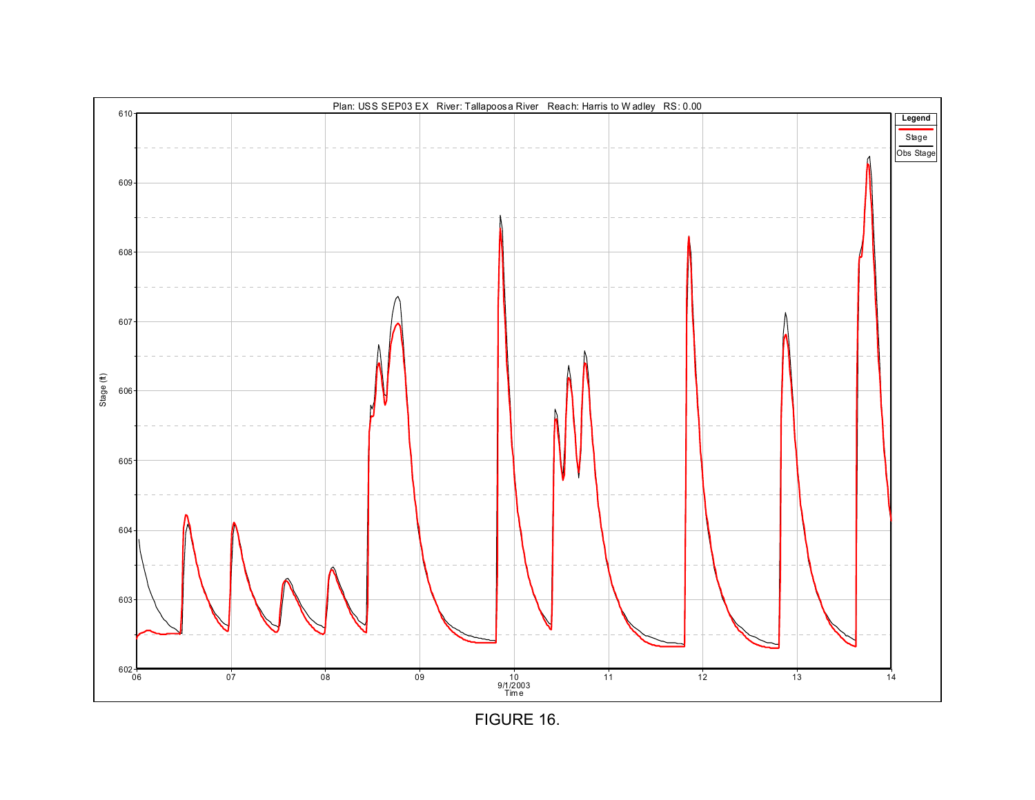Plan: USS SEP03 EX River: Tallapoosa River Reach: Harris to Wadley RS: 0.00

FIGURE 16.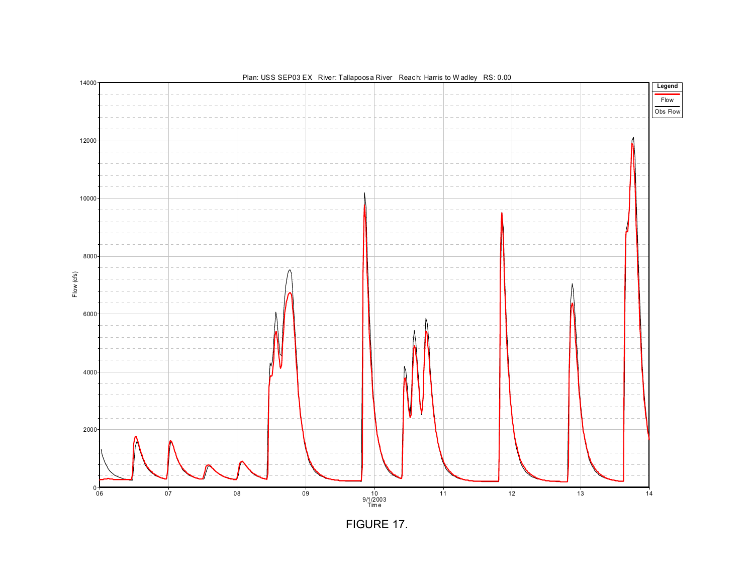Plan: USS SEP03 EX River: Tallapoosa River Reach: Harris to Wadley RS: 0.00

Legend: Flow, Obs Flow

Flow (cfs)

0, 2000, 4000, 6000, 8000, 10000, 12000, 14000

06, 07, 08, 09, 10, 11, 12, 13, 14

9/1/2003

Time

FIGURE 17.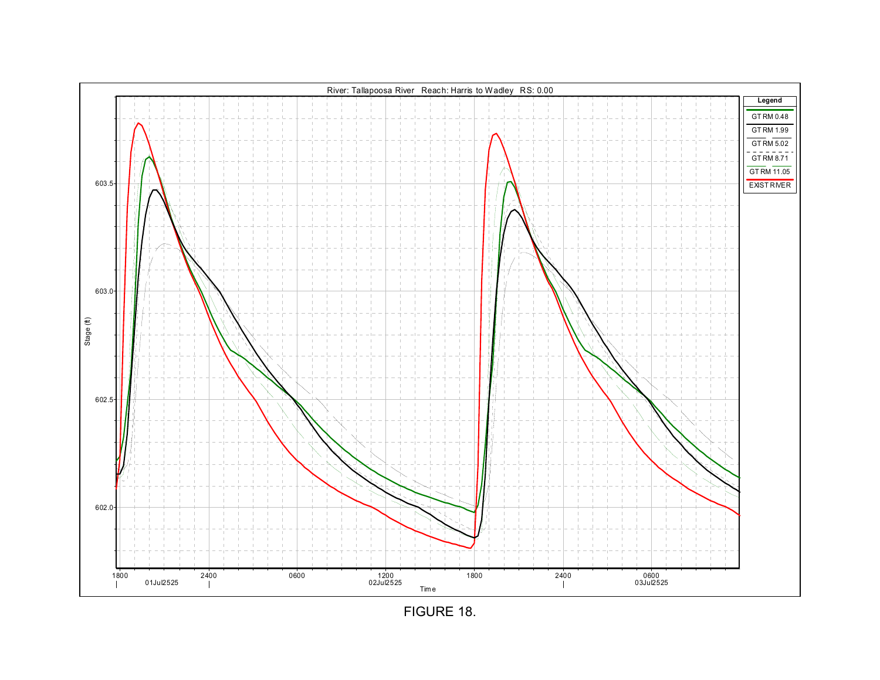River: Tallapoosa River   Reach: Harris to Wadley   RS: 0.00

| Legend |
| --- |
| GT RM 0.48 |
| GT RM 1.99 |
| GT RM 5.02 |
| GT RM 8.71 |
| GT RM 11.05 |
| EXIST RIVER |

Stage (ft): 602.0, 602.5, 603.0, 603.5

Time: 1800, 01Jul2525, 2400, 0600, 1200, 02Jul2525, 1800, 2400, 0600, 03Jul2525

FIGURE 18.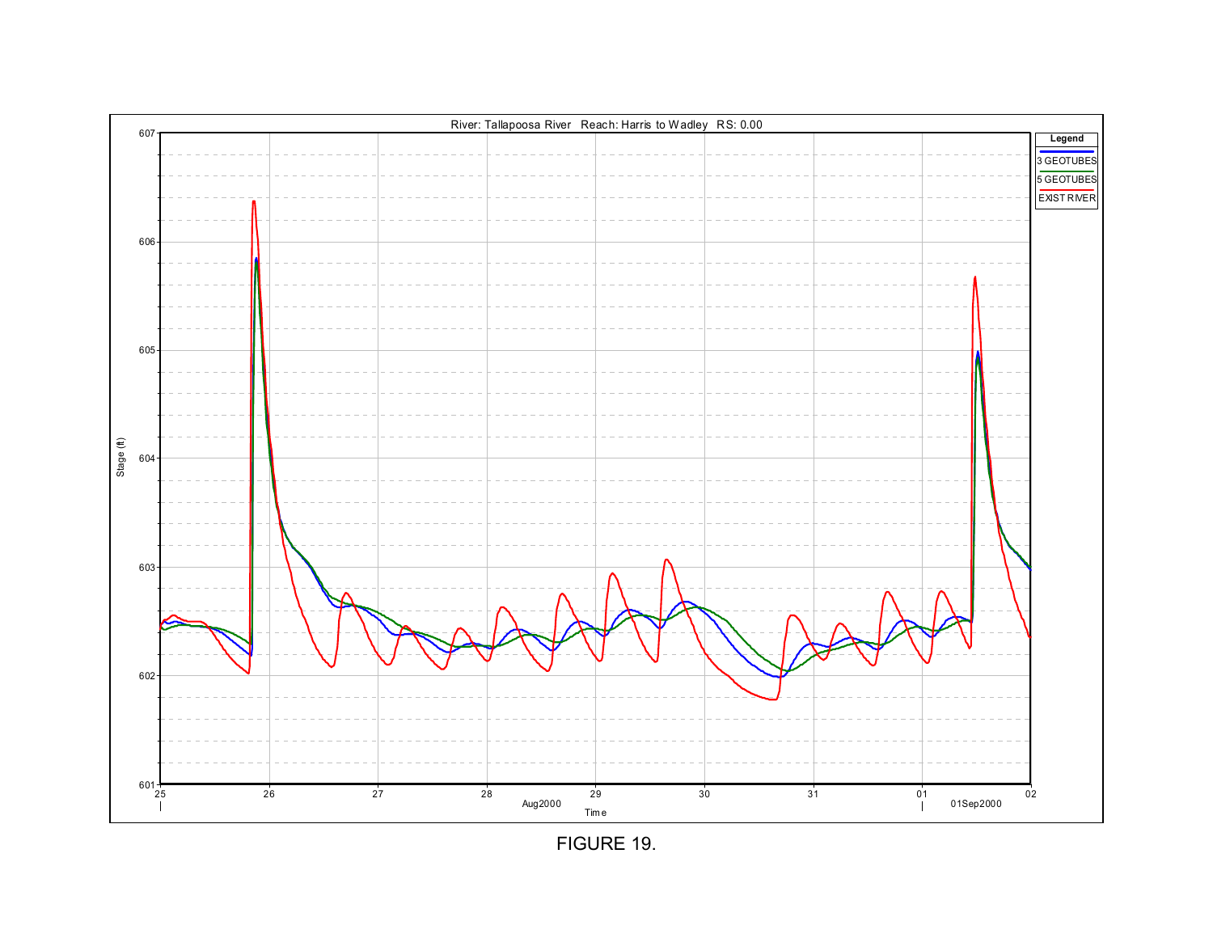River: Tallapoosa River   Reach: Harris to Wadley   RS: 0.00

Legend: 3 GEOTUBES, 5 GEOTUBES, EXIST RIVER

Stage (ft)

Time

Aug2000 | 01Sep2000

FIGURE 19.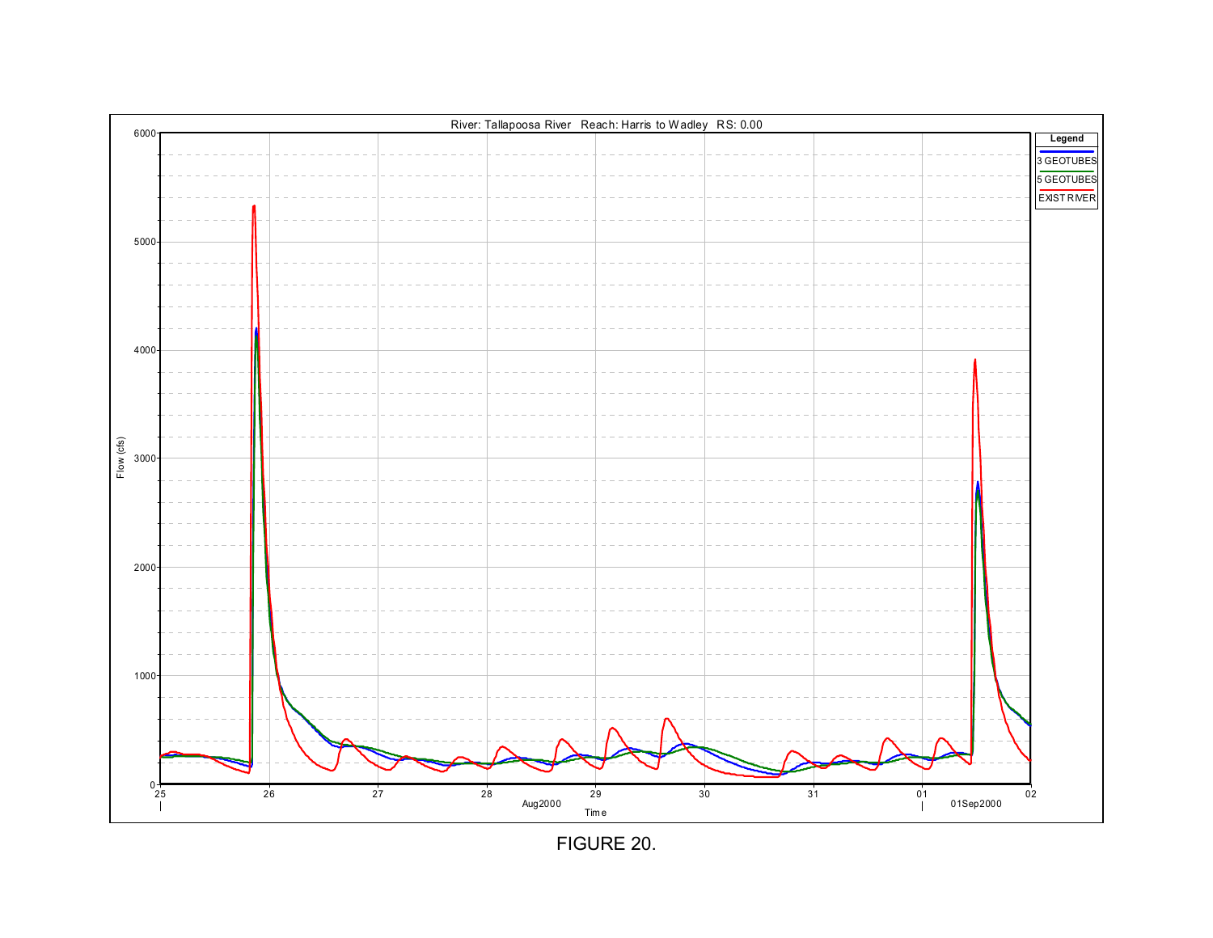River: Tallapoosa River Reach: Harris to Wadley RS: 0.00

Legend: 3 GEOTUBES, 5 GEOTUBES, EXIST RIVER

Flow (cfs)

Time

Aug2000 — 01Sep2000

FIGURE 20.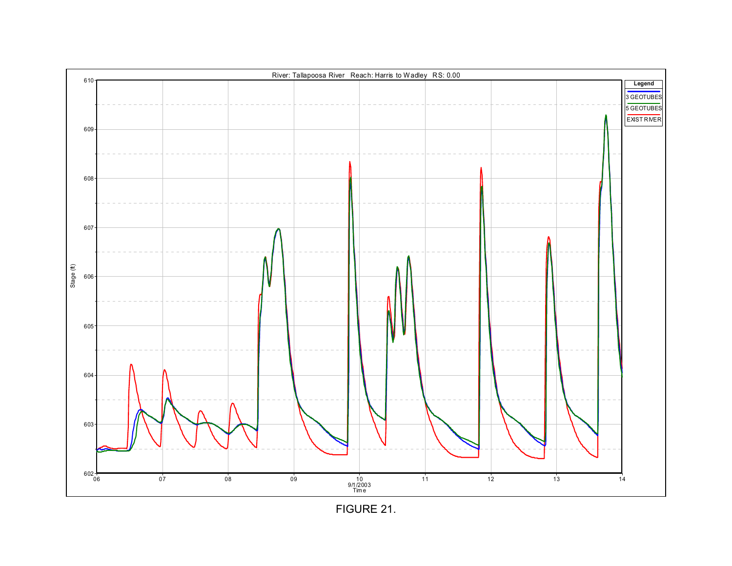River: Tallapoosa River Reach: Harris to Wadley RS: 0.00

Legend: 3 GEOTUBES, 5 GEOTUBES, EXIST RIVER

Stage (ft)

Time

9/1/2003

FIGURE 21.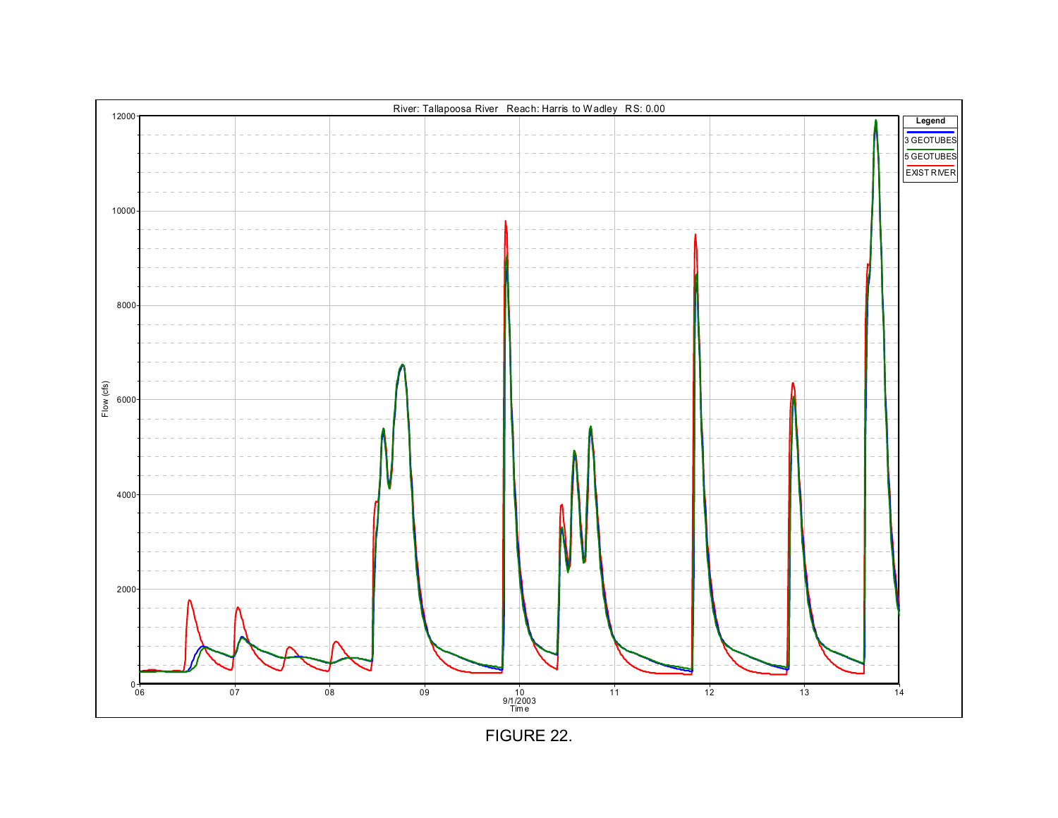River: Tallapoosa River Reach: Harris to Wadley RS: 0.00

Legend: 3 GEOTUBES, 5 GEOTUBES, EXIST RIVER

Flow (cfs)

Time

9/1/2003

FIGURE 22.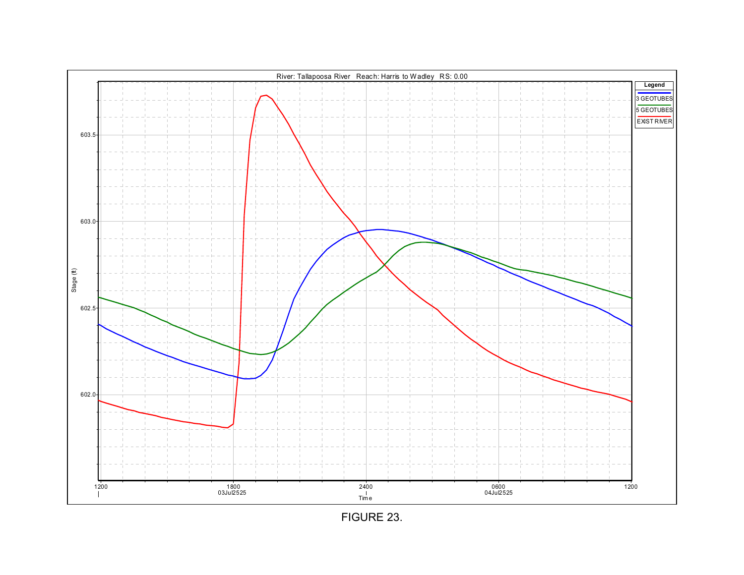River: Tallapoosa River   Reach: Harris to Wadley   RS: 0.00

Legend: 3 GEOTUBES, 5 GEOTUBES, EXIST RIVER

Stage (ft): 602.0, 602.5, 603.0, 603.5

Time: 1200, 1800 03Jul2525, 2400, 0600 04Jul2525, 1200

FIGURE 23.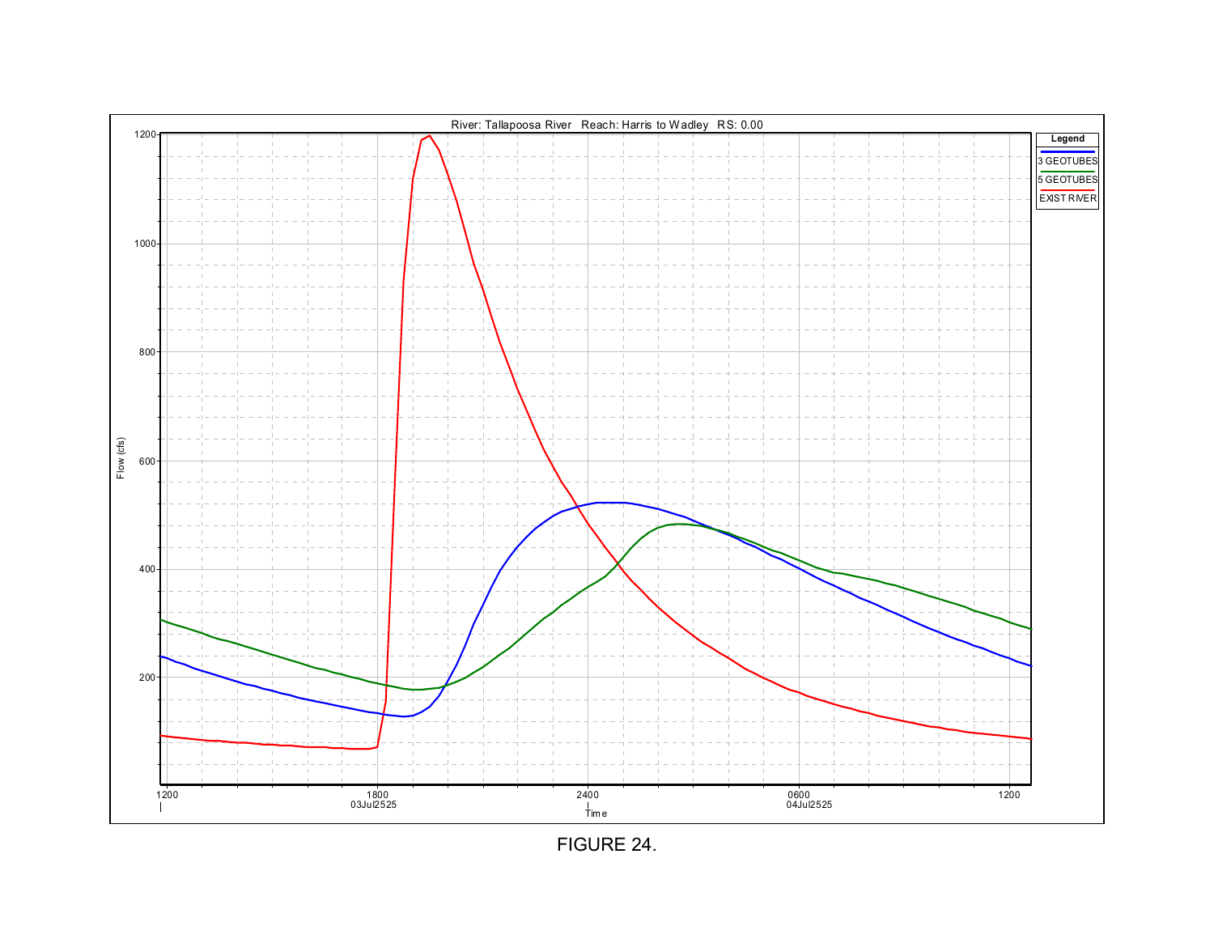River: Tallapoosa River Reach: Harris to Wadley RS: 0.00

Legend: 3 GEOTUBES, 5 GEOTUBES, EXIST RIVER

Flow (cfs)

Time

1200 | 1800 03Jul2525 | 2400 | 0600 04Jul2525 | 1200

FIGURE 24.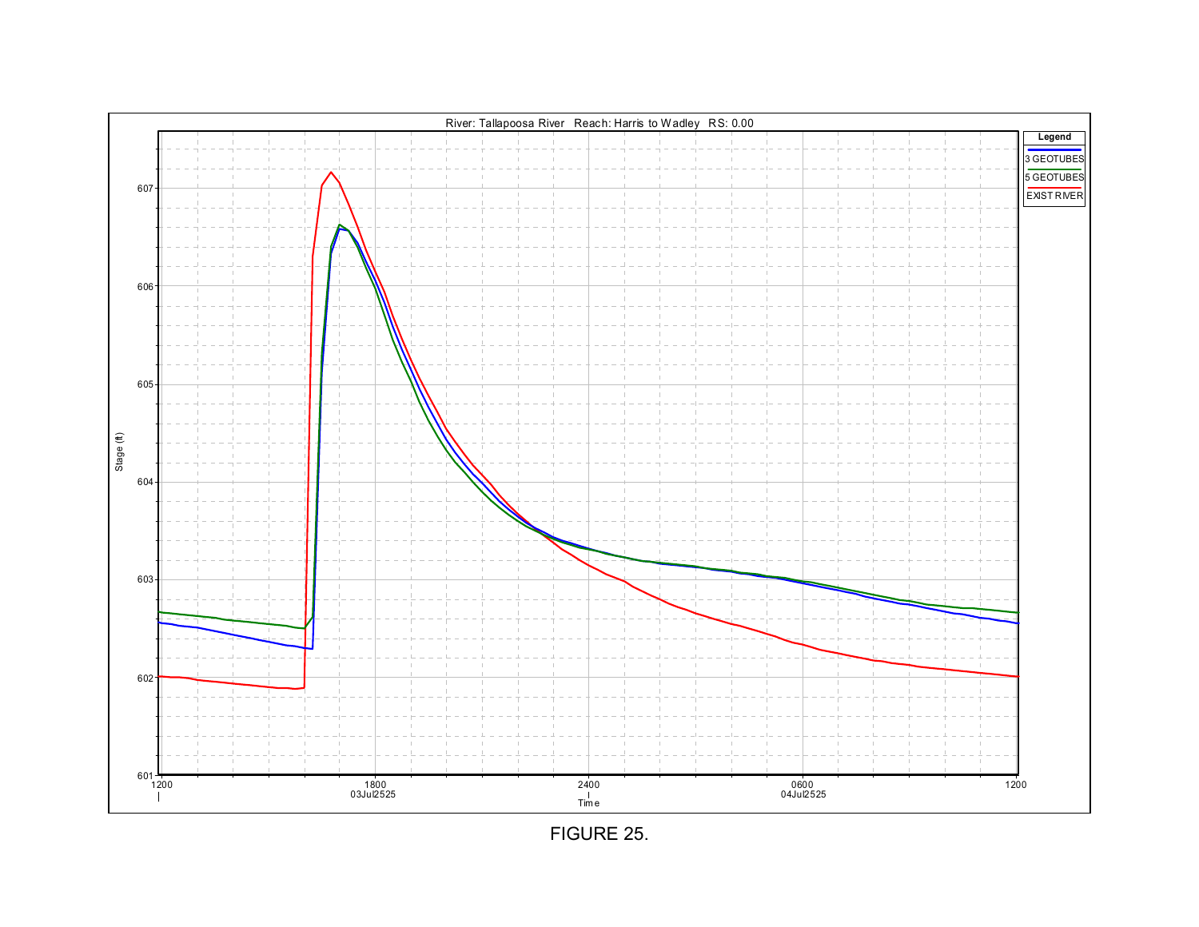FIGURE 25.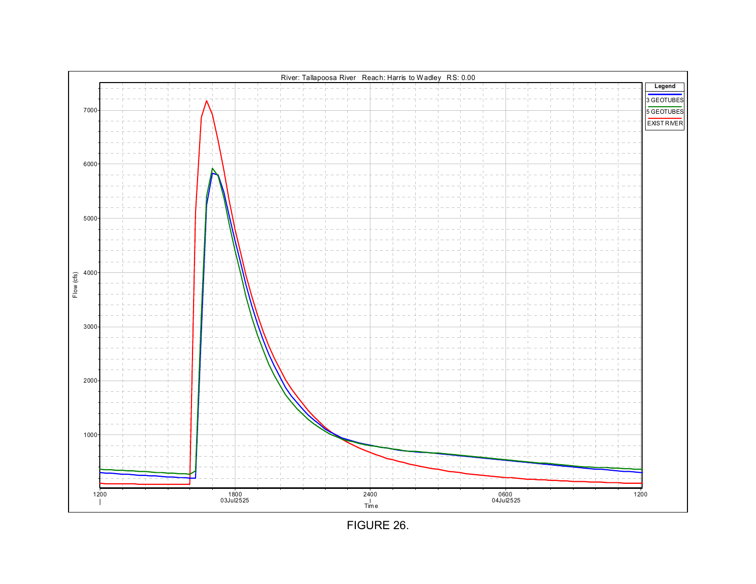River: Tallapoosa River Reach: Harris to Wadley RS: 0.00

| Legend |
| --- |
| 3 GEOTUBES |
| 5 GEOTUBES |
| EXIST RIVER |

Flow (cfs)

Time: 1200, 1800 03Jul2525, 2400, 0600 04Jul2525, 1200

FIGURE 26.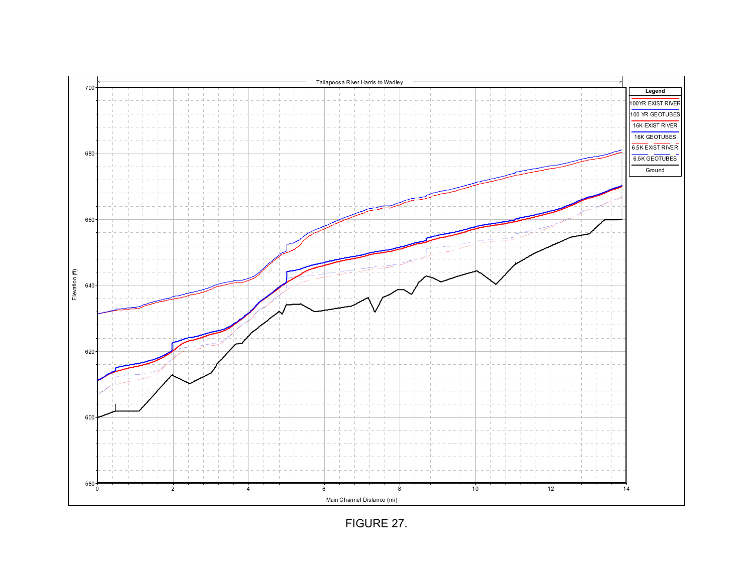Tallapoosa River Harris to Wadley

| Legend |
| --- |
| 100YR EXIST RIVER |
| 100 YR GEOTUBES |
| 16K EXIST RIVER |
| 16K GEOTUBES |
| 6.5K EXIST RIVER |
| 6.5K GEOTUBES |
| Ground |

Elevation (ft): 580, 600, 620, 640, 660, 680, 700

Main Channel Distance (mi): 0, 2, 4, 6, 8, 10, 12, 14

FIGURE 27.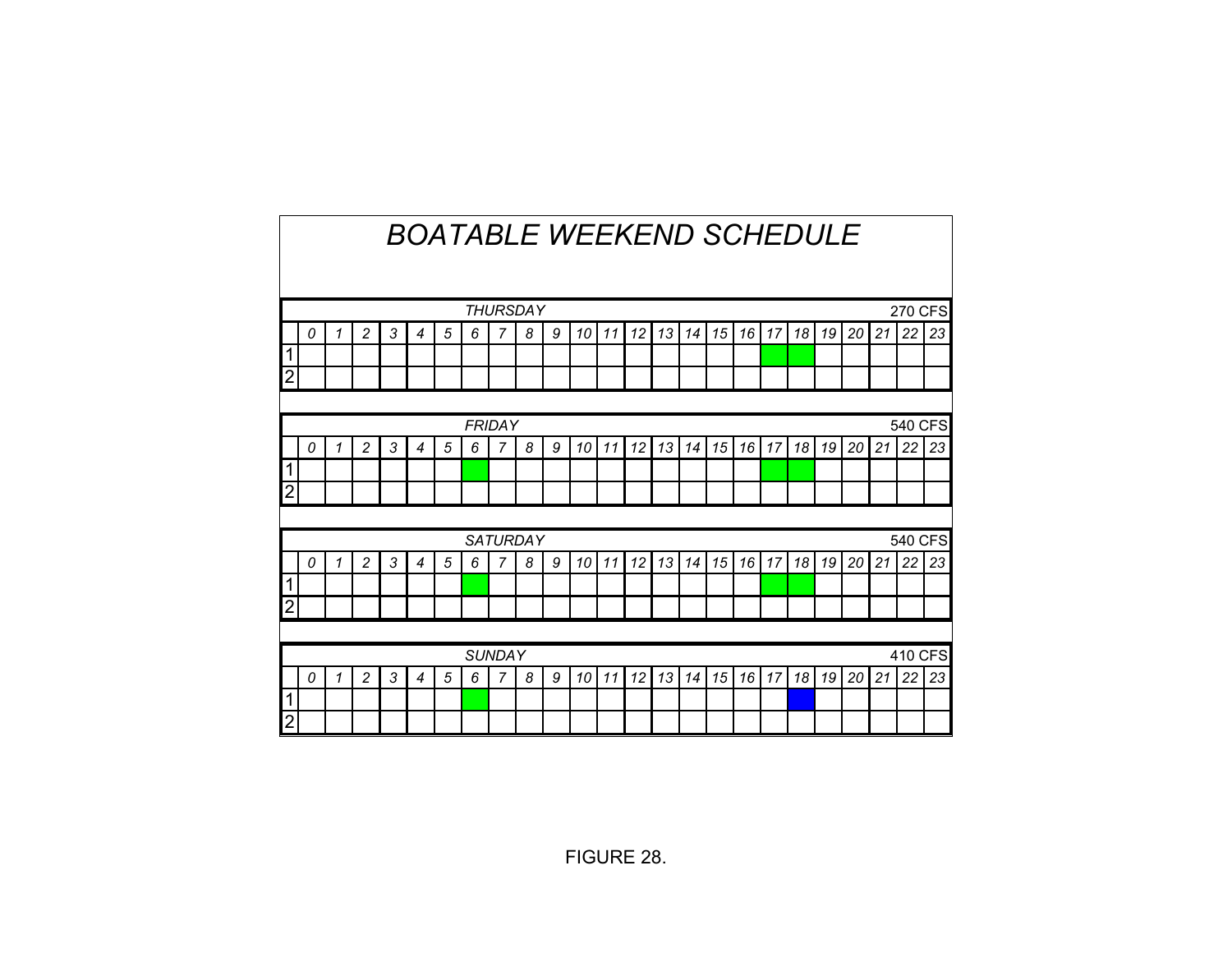# *BOATABLE WEEKEND SCHEDULE*

| *THURSDAY* | | | | | | | | | | | | | | | | | | | | | | | | 270 CFS |
|---|---|---|---|---|---|---|---|---|---|---|---|---|---|---|---|---|---|---|---|---|---|---|---|---|
| | *0* | *1* | *2* | *3* | *4* | *5* | *6* | *7* | *8* | *9* | *10* | *11* | *12* | *13* | *14* | *15* | *16* | *17* | *18* | *19* | *20* | *21* | *22* | *23* |
| 1 | | | | | | | | | | | | | | | | | | | | | | | | |
| 2 | | | | | | | | | | | | | | | | | | | | | | | | |

| *FRIDAY* | | | | | | | | | | | | | | | | | | | | | | | | 540 CFS |
|---|---|---|---|---|---|---|---|---|---|---|---|---|---|---|---|---|---|---|---|---|---|---|---|---|
| | *0* | *1* | *2* | *3* | *4* | *5* | *6* | *7* | *8* | *9* | *10* | *11* | *12* | *13* | *14* | *15* | *16* | *17* | *18* | *19* | *20* | *21* | *22* | *23* |
| 1 | | | | | | | | | | | | | | | | | | | | | | | | |
| 2 | | | | | | | | | | | | | | | | | | | | | | | | |

| *SATURDAY* | | | | | | | | | | | | | | | | | | | | | | | | 540 CFS |
|---|---|---|---|---|---|---|---|---|---|---|---|---|---|---|---|---|---|---|---|---|---|---|---|---|
| | *0* | *1* | *2* | *3* | *4* | *5* | *6* | *7* | *8* | *9* | *10* | *11* | *12* | *13* | *14* | *15* | *16* | *17* | *18* | *19* | *20* | *21* | *22* | *23* |
| 1 | | | | | | | | | | | | | | | | | | | | | | | | |
| 2 | | | | | | | | | | | | | | | | | | | | | | | | |

| *SUNDAY* | | | | | | | | | | | | | | | | | | | | | | | | 410 CFS |
|---|---|---|---|---|---|---|---|---|---|---|---|---|---|---|---|---|---|---|---|---|---|---|---|---|
| | *0* | *1* | *2* | *3* | *4* | *5* | *6* | *7* | *8* | *9* | *10* | *11* | *12* | *13* | *14* | *15* | *16* | *17* | *18* | *19* | *20* | *21* | *22* | *23* |
| 1 | | | | | | | | | | | | | | | | | | | | | | | | |
| 2 | | | | | | | | | | | | | | | | | | | | | | | | |

FIGURE 28.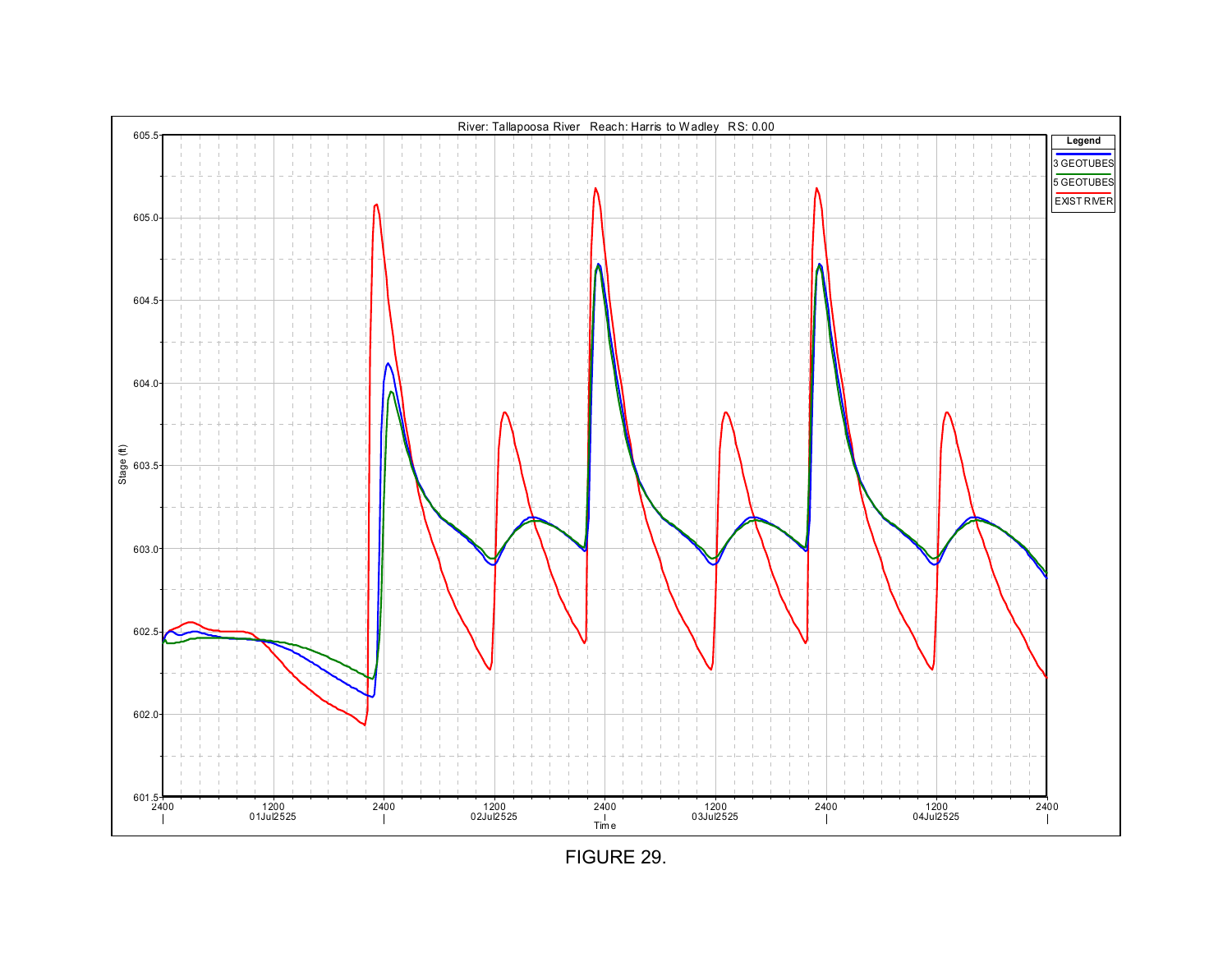River: Tallapoosa River   Reach: Harris to Wadley   RS: 0.00

Legend: 3 GEOTUBES, 5 GEOTUBES, EXIST RIVER

Stage (ft): 601.5, 602.0, 602.5, 603.0, 603.5, 604.0, 604.5, 605.0, 605.5

Time: 2400, 1200 01Jul2525, 2400, 1200 02Jul2525, 2400, 1200 03Jul2525, 2400, 1200 04Jul2525, 2400

FIGURE 29.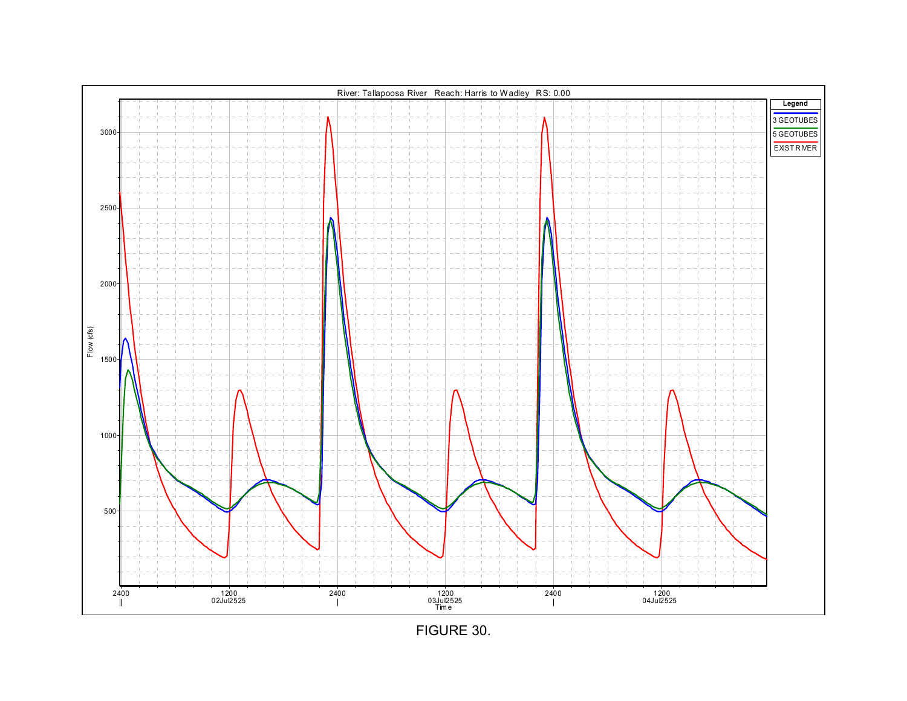River: Tallapoosa River   Reach: Harris to Wadley   RS: 0.00

Legend

- 3 GEOTUBES
- 5 GEOTUBES
- EXIST RIVER

Flow (cfs): 500, 1000, 1500, 2000, 2500, 3000

Time: 2400, 1200 02Jul2525, 2400, 1200 03Jul2525, 2400, 1200 04Jul2525

FIGURE 30.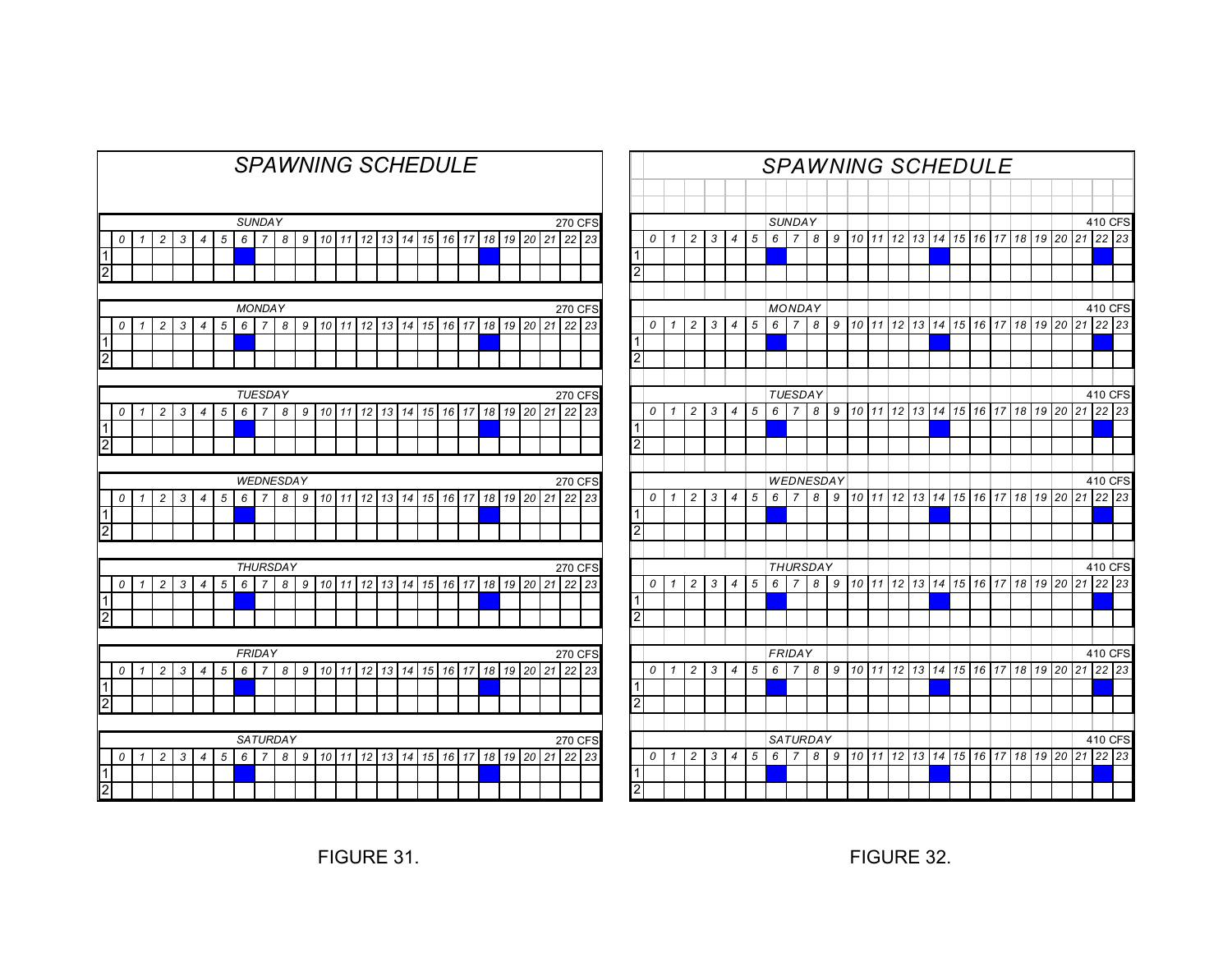# SPAWNING SCHEDULE

**SUNDAY** — 270 CFS

| | 0 | 1 | 2 | 3 | 4 | 5 | 6 | 7 | 8 | 9 | 10 | 11 | 12 | 13 | 14 | 15 | 16 | 17 | 18 | 19 | 20 | 21 | 22 | 23 |
|---|---|---|---|---|---|---|---|---|---|---|---|---|---|---|---|---|---|---|---|---|---|---|---|---|
| 1 | | | | | | | ■ | | | | | | | | | | | | ■ | | | | | |
| 2 | | | | | | | | | | | | | | | | | | | | | | | | |

**MONDAY** — 270 CFS

| | 0 | 1 | 2 | 3 | 4 | 5 | 6 | 7 | 8 | 9 | 10 | 11 | 12 | 13 | 14 | 15 | 16 | 17 | 18 | 19 | 20 | 21 | 22 | 23 |
|---|---|---|---|---|---|---|---|---|---|---|---|---|---|---|---|---|---|---|---|---|---|---|---|---|
| 1 | | | | | | | ■ | | | | | | | | | | | | ■ | | | | | |
| 2 | | | | | | | | | | | | | | | | | | | | | | | | |

**TUESDAY** — 270 CFS

| | 0 | 1 | 2 | 3 | 4 | 5 | 6 | 7 | 8 | 9 | 10 | 11 | 12 | 13 | 14 | 15 | 16 | 17 | 18 | 19 | 20 | 21 | 22 | 23 |
|---|---|---|---|---|---|---|---|---|---|---|---|---|---|---|---|---|---|---|---|---|---|---|---|---|
| 1 | | | | | | | ■ | | | | | | | | | | | | ■ | | | | | |
| 2 | | | | | | | | | | | | | | | | | | | | | | | | |

**WEDNESDAY** — 270 CFS

| | 0 | 1 | 2 | 3 | 4 | 5 | 6 | 7 | 8 | 9 | 10 | 11 | 12 | 13 | 14 | 15 | 16 | 17 | 18 | 19 | 20 | 21 | 22 | 23 |
|---|---|---|---|---|---|---|---|---|---|---|---|---|---|---|---|---|---|---|---|---|---|---|---|---|
| 1 | | | | | | | ■ | | | | | | | | | | | | ■ | | | | | |
| 2 | | | | | | | | | | | | | | | | | | | | | | | | |

**THURSDAY** — 270 CFS

| | 0 | 1 | 2 | 3 | 4 | 5 | 6 | 7 | 8 | 9 | 10 | 11 | 12 | 13 | 14 | 15 | 16 | 17 | 18 | 19 | 20 | 21 | 22 | 23 |
|---|---|---|---|---|---|---|---|---|---|---|---|---|---|---|---|---|---|---|---|---|---|---|---|---|
| 1 | | | | | | | ■ | | | | | | | | | | | | ■ | | | | | |
| 2 | | | | | | | | | | | | | | | | | | | | | | | | |

**FRIDAY** — 270 CFS

| | 0 | 1 | 2 | 3 | 4 | 5 | 6 | 7 | 8 | 9 | 10 | 11 | 12 | 13 | 14 | 15 | 16 | 17 | 18 | 19 | 20 | 21 | 22 | 23 |
|---|---|---|---|---|---|---|---|---|---|---|---|---|---|---|---|---|---|---|---|---|---|---|---|---|
| 1 | | | | | | | ■ | | | | | | | | | | | | ■ | | | | | |
| 2 | | | | | | | | | | | | | | | | | | | | | | | | |

**SATURDAY** — 270 CFS

| | 0 | 1 | 2 | 3 | 4 | 5 | 6 | 7 | 8 | 9 | 10 | 11 | 12 | 13 | 14 | 15 | 16 | 17 | 18 | 19 | 20 | 21 | 22 | 23 |
|---|---|---|---|---|---|---|---|---|---|---|---|---|---|---|---|---|---|---|---|---|---|---|---|---|
| 1 | | | | | | | ■ | | | | | | | | | | | | ■ | | | | | |
| 2 | | | | | | | | | | | | | | | | | | | | | | | | |

FIGURE 31.

# SPAWNING SCHEDULE

**SUNDAY** — 410 CFS

| | 0 | 1 | 2 | 3 | 4 | 5 | 6 | 7 | 8 | 9 | 10 | 11 | 12 | 13 | 14 | 15 | 16 | 17 | 18 | 19 | 20 | 21 | 22 | 23 |
|---|---|---|---|---|---|---|---|---|---|---|---|---|---|---|---|---|---|---|---|---|---|---|---|---|
| 1 | | | | | | | ■ | | | | | | | | ■ | | | | | | | | ■ | |
| 2 | | | | | | | | | | | | | | | | | | | | | | | | |

**MONDAY** — 410 CFS

| | 0 | 1 | 2 | 3 | 4 | 5 | 6 | 7 | 8 | 9 | 10 | 11 | 12 | 13 | 14 | 15 | 16 | 17 | 18 | 19 | 20 | 21 | 22 | 23 |
|---|---|---|---|---|---|---|---|---|---|---|---|---|---|---|---|---|---|---|---|---|---|---|---|---|
| 1 | | | | | | | ■ | | | | | | | | ■ | | | | | | | | ■ | |
| 2 | | | | | | | | | | | | | | | | | | | | | | | | |

**TUESDAY** — 410 CFS

| | 0 | 1 | 2 | 3 | 4 | 5 | 6 | 7 | 8 | 9 | 10 | 11 | 12 | 13 | 14 | 15 | 16 | 17 | 18 | 19 | 20 | 21 | 22 | 23 |
|---|---|---|---|---|---|---|---|---|---|---|---|---|---|---|---|---|---|---|---|---|---|---|---|---|
| 1 | | | | | | | ■ | | | | | | | | ■ | | | | | | | | ■ | |
| 2 | | | | | | | | | | | | | | | | | | | | | | | | |

**WEDNESDAY** — 410 CFS

| | 0 | 1 | 2 | 3 | 4 | 5 | 6 | 7 | 8 | 9 | 10 | 11 | 12 | 13 | 14 | 15 | 16 | 17 | 18 | 19 | 20 | 21 | 22 | 23 |
|---|---|---|---|---|---|---|---|---|---|---|---|---|---|---|---|---|---|---|---|---|---|---|---|---|
| 1 | | | | | | | ■ | | | | | | | | ■ | | | | | | | | ■ | |
| 2 | | | | | | | | | | | | | | | | | | | | | | | | |

**THURSDAY** — 410 CFS

| | 0 | 1 | 2 | 3 | 4 | 5 | 6 | 7 | 8 | 9 | 10 | 11 | 12 | 13 | 14 | 15 | 16 | 17 | 18 | 19 | 20 | 21 | 22 | 23 |
|---|---|---|---|---|---|---|---|---|---|---|---|---|---|---|---|---|---|---|---|---|---|---|---|---|
| 1 | | | | | | | ■ | | | | | | | | ■ | | | | | | | | ■ | |
| 2 | | | | | | | | | | | | | | | | | | | | | | | | |

**FRIDAY** — 410 CFS

| | 0 | 1 | 2 | 3 | 4 | 5 | 6 | 7 | 8 | 9 | 10 | 11 | 12 | 13 | 14 | 15 | 16 | 17 | 18 | 19 | 20 | 21 | 22 | 23 |
|---|---|---|---|---|---|---|---|---|---|---|---|---|---|---|---|---|---|---|---|---|---|---|---|---|
| 1 | | | | | | | ■ | | | | | | | | ■ | | | | | | | | ■ | |
| 2 | | | | | | | | | | | | | | | | | | | | | | | | |

**SATURDAY** — 410 CFS

| | 0 | 1 | 2 | 3 | 4 | 5 | 6 | 7 | 8 | 9 | 10 | 11 | 12 | 13 | 14 | 15 | 16 | 17 | 18 | 19 | 20 | 21 | 22 | 23 |
|---|---|---|---|---|---|---|---|---|---|---|---|---|---|---|---|---|---|---|---|---|---|---|---|---|
| 1 | | | | | | | ■ | | | | | | | | ■ | | | | | | | | ■ | |
| 2 | | | | | | | | | | | | | | | | | | | | | | | | |

FIGURE 32.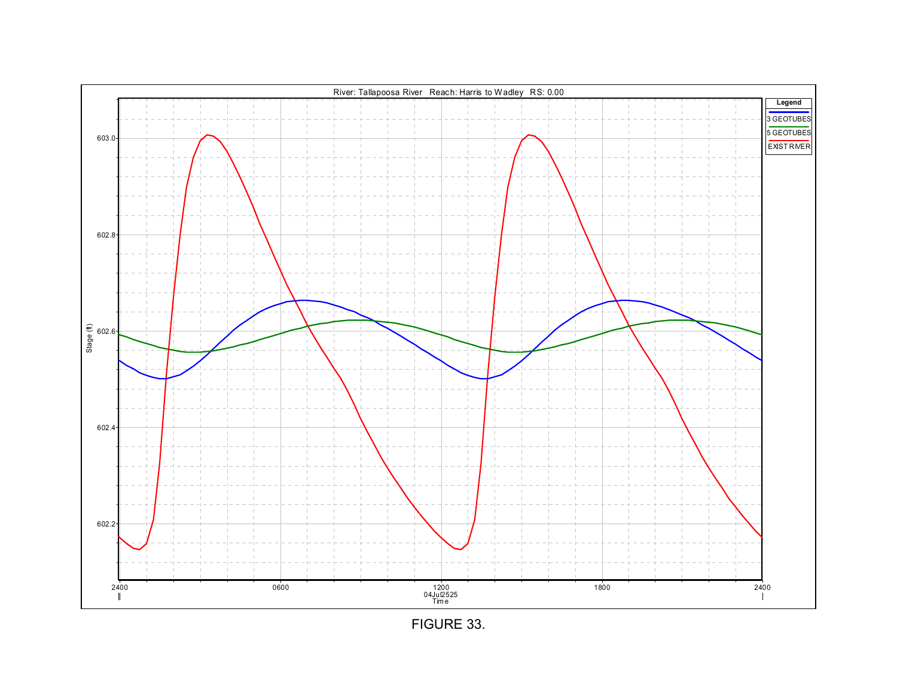River: Tallapoosa River Reach: Harris to Wadley RS: 0.00

Legend: 3 GEOTUBES, 5 GEOTUBES, EXIST RIVER

Stage (ft): 602.2, 602.4, 602.6, 602.8, 603.0

Time: 2400, 0600, 1200, 1800, 2400 (04Jul2525)

FIGURE 33.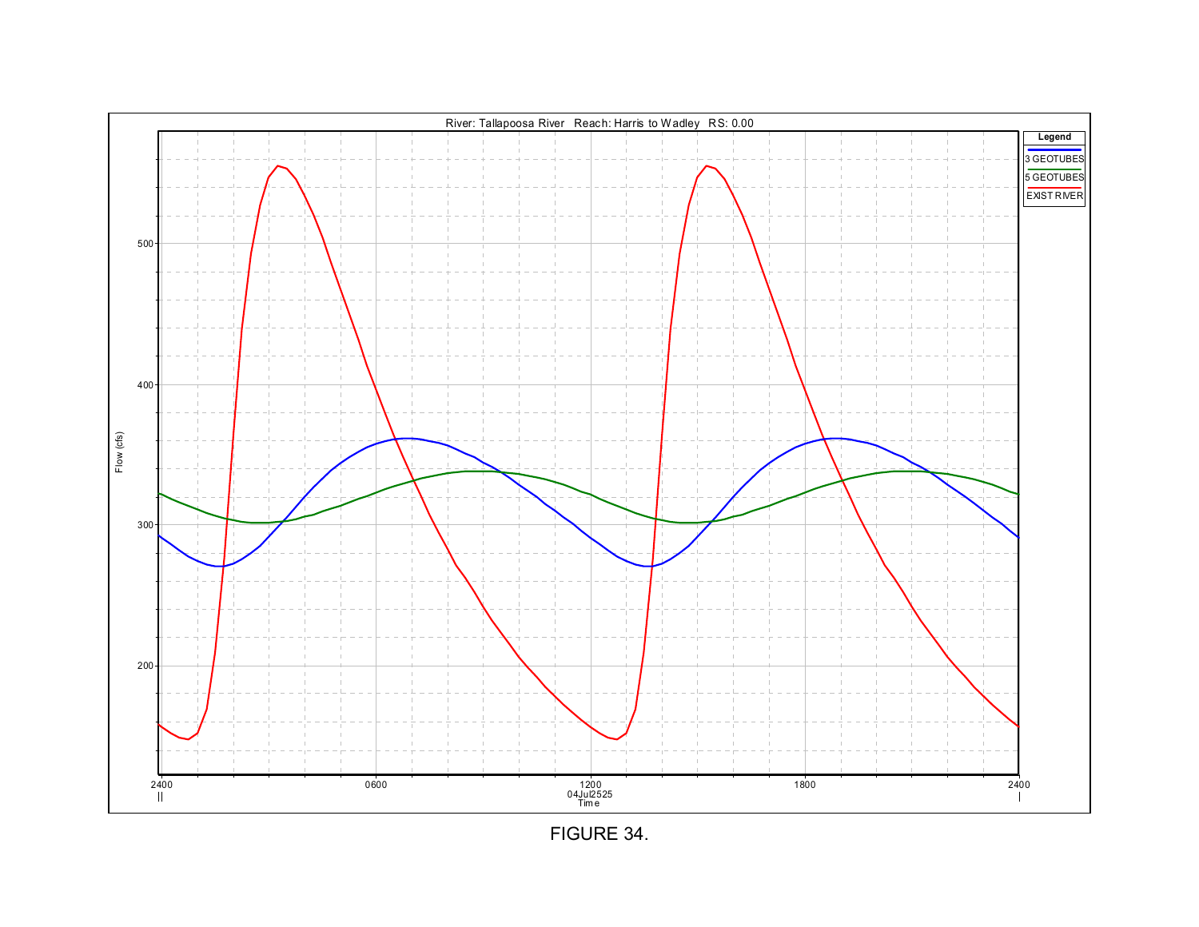River: Tallapoosa River   Reach: Harris to Wadley   RS: 0.00

Legend: 3 GEOTUBES, 5 GEOTUBES, EXIST RIVER

Flow (cfs)

200, 300, 400, 500

2400, 0600, 1200, 1800, 2400

04Jul2525

Time

FIGURE 34.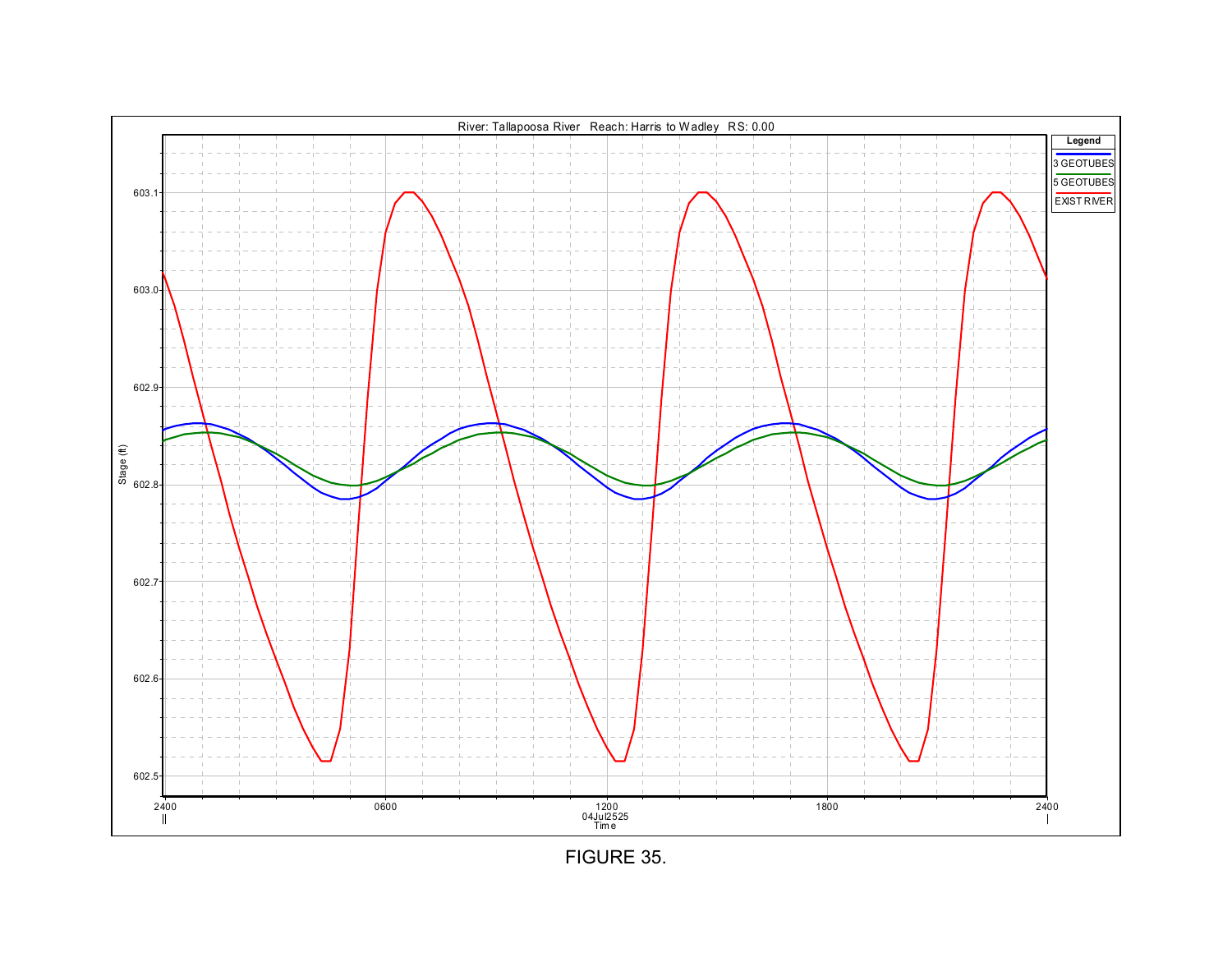River: Tallapoosa River Reach: Harris to Wadley RS: 0.00

Legend: 3 GEOTUBES, 5 GEOTUBES, EXIST RIVER

Stage (ft)

603.1, 603.0, 602.9, 602.8, 602.7, 602.6, 602.5

2400, 0600, 1200, 1800, 2400

04Jul2525

Time

FIGURE 35.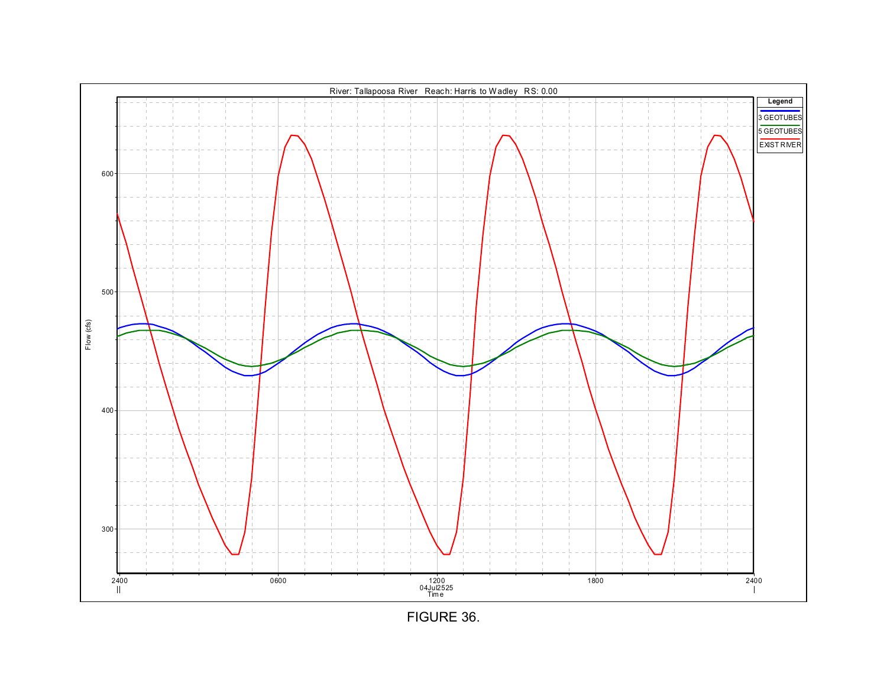River: Tallapoosa River Reach: Harris to Wadley RS: 0.00

Legend

3 GEOTUBES

5 GEOTUBES

EXIST RIVER

Flow (cfs)

600

500

400

300

2400

0600

1200

04Jul2525

Time

1800

2400

FIGURE 36.